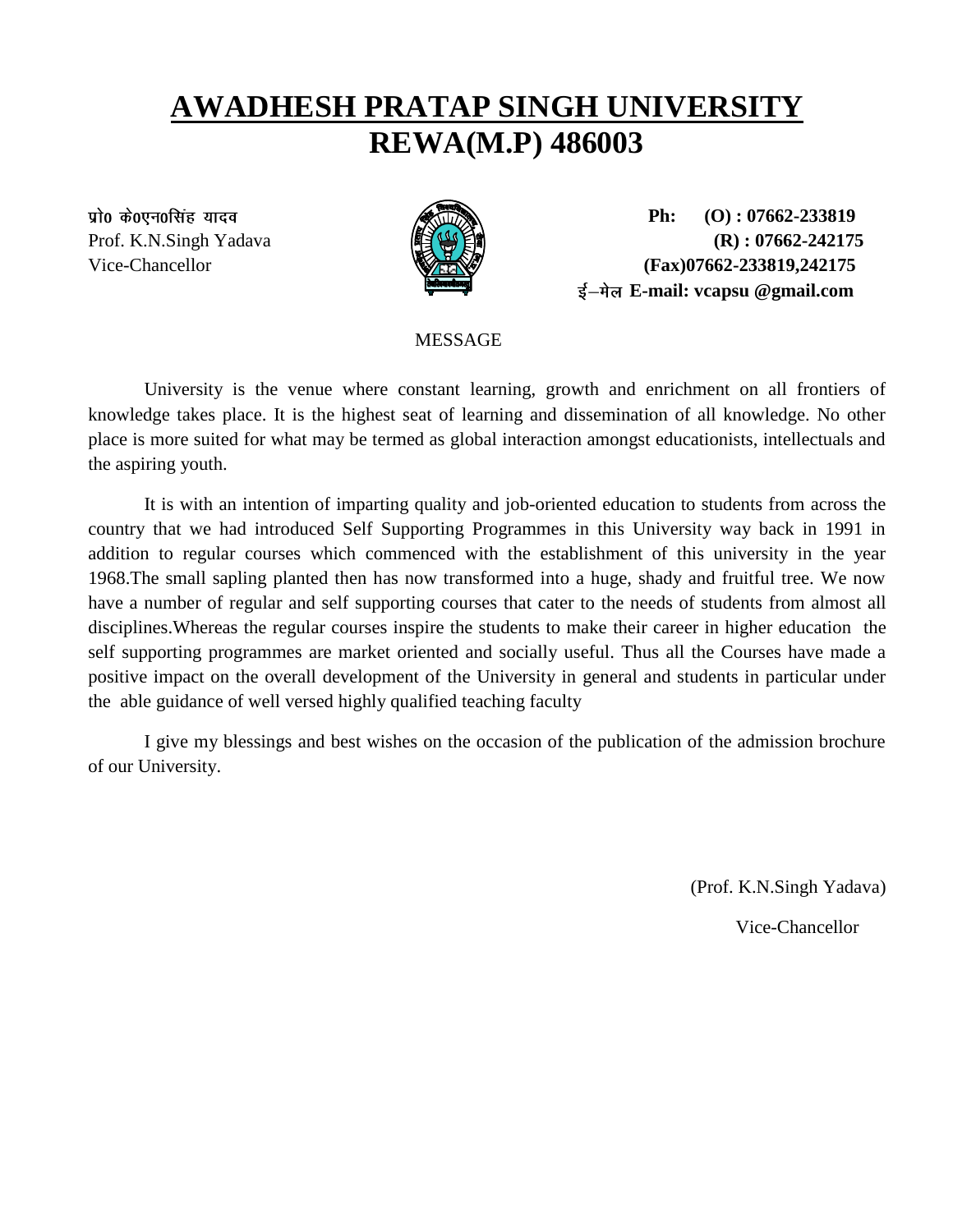# AWADHESH PRATAP SINGH UNIVERSITY
# REWA(M.P) 486003

प्रो0 के0एन0सिंह यादव
Prof. K.N.Singh Yadava
Vice-Chancellor

**Ph: (O) : 07662-233819**
**(R) : 07662-242175**
**(Fax)07662-233819,242175**
ई–मेल **E-mail: vcapsu @gmail.com**

MESSAGE

University is the venue where constant learning, growth and enrichment on all frontiers of knowledge takes place. It is the highest seat of learning and dissemination of all knowledge. No other place is more suited for what may be termed as global interaction amongst educationists, intellectuals and the aspiring youth.

It is with an intention of imparting quality and job-oriented education to students from across the country that we had introduced Self Supporting Programmes in this University way back in 1991 in addition to regular courses which commenced with the establishment of this university in the year 1968.The small sapling planted then has now transformed into a huge, shady and fruitful tree. We now have a number of regular and self supporting courses that cater to the needs of students from almost all disciplines.Whereas the regular courses inspire the students to make their career in higher education the self supporting programmes are market oriented and socially useful. Thus all the Courses have made a positive impact on the overall development of the University in general and students in particular under the able guidance of well versed highly qualified teaching faculty

I give my blessings and best wishes on the occasion of the publication of the admission brochure of our University.

(Prof. K.N.Singh Yadava)
Vice-Chancellor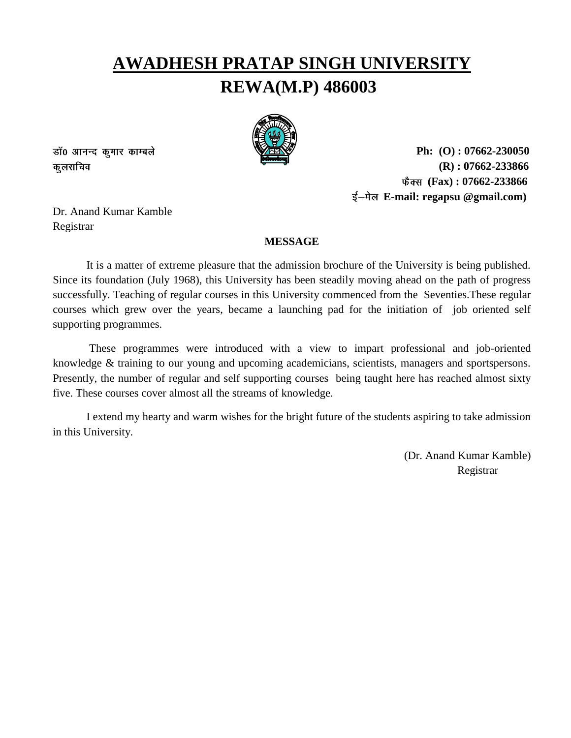# AWADHESH PRATAP SINGH UNIVERSITY
## REWA(M.P) 486003

डॉ0 आनन्द कुमार काम्बले
कुलसचिव

**Ph: (O) : 07662-230050**
**(R) : 07662-233866**
फैक्स **(Fax) : 07662-233866**
ई–मेल **E-mail: regapsu @gmail.com)**

Dr. Anand Kumar Kamble
Registrar

**MESSAGE**

It is a matter of extreme pleasure that the admission brochure of the University is being published. Since its foundation (July 1968), this University has been steadily moving ahead on the path of progress successfully. Teaching of regular courses in this University commenced from the Seventies.These regular courses which grew over the years, became a launching pad for the initiation of job oriented self supporting programmes.

These programmes were introduced with a view to impart professional and job-oriented knowledge & training to our young and upcoming academicians, scientists, managers and sportspersons. Presently, the number of regular and self supporting courses being taught here has reached almost sixty five. These courses cover almost all the streams of knowledge.

I extend my hearty and warm wishes for the bright future of the students aspiring to take admission in this University.

(Dr. Anand Kumar Kamble)
Registrar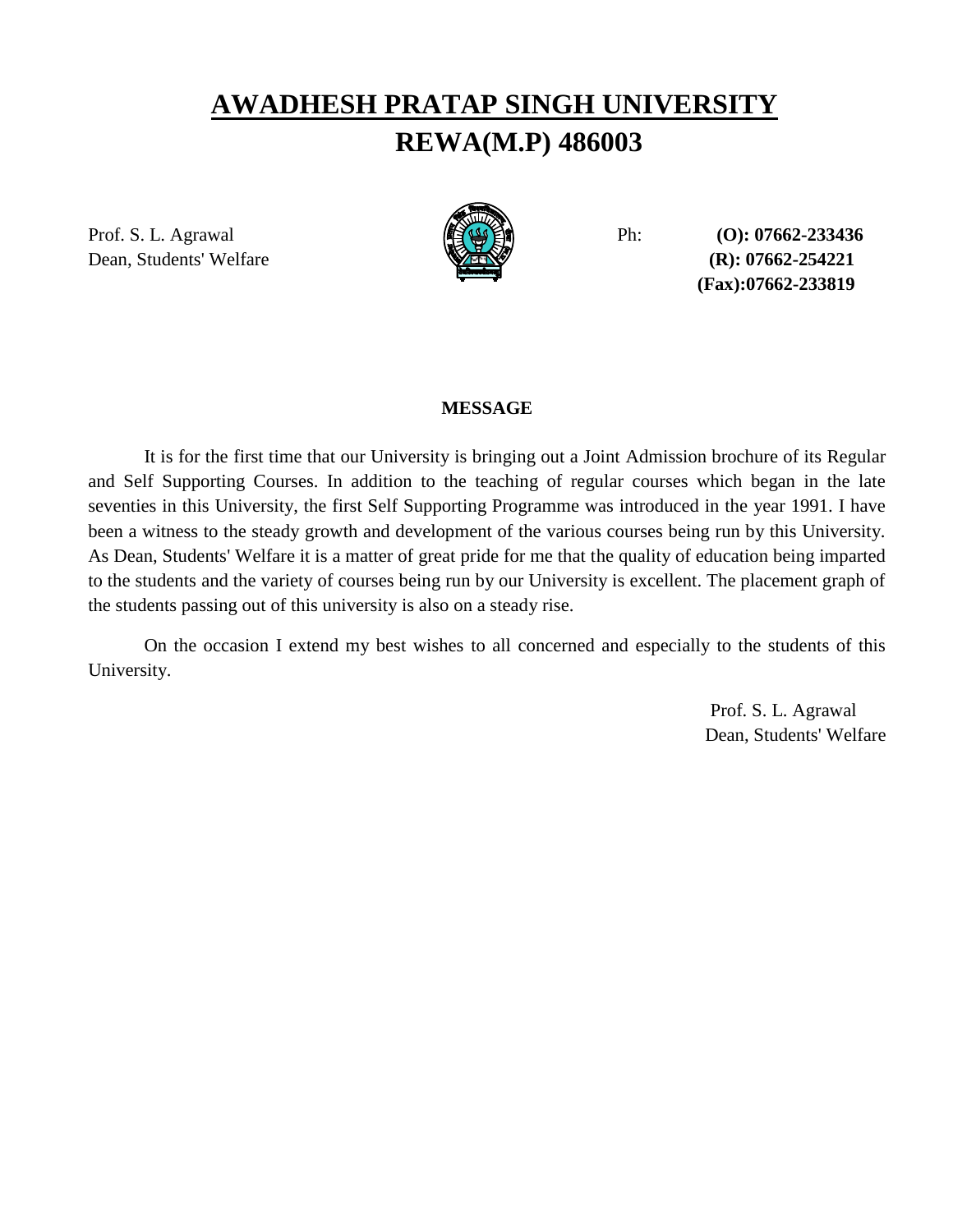# AWADHESH PRATAP SINGH UNIVERSITY
## REWA(M.P) 486003

Prof. S. L. Agrawal
Dean, Students' Welfare

Ph: **(O): 07662-233436**
**(R): 07662-254221**
**(Fax):07662-233819**

**MESSAGE**

It is for the first time that our University is bringing out a Joint Admission brochure of its Regular and Self Supporting Courses. In addition to the teaching of regular courses which began in the late seventies in this University, the first Self Supporting Programme was introduced in the year 1991. I have been a witness to the steady growth and development of the various courses being run by this University. As Dean, Students' Welfare it is a matter of great pride for me that the quality of education being imparted to the students and the variety of courses being run by our University is excellent. The placement graph of the students passing out of this university is also on a steady rise.

On the occasion I extend my best wishes to all concerned and especially to the students of this University.

Prof. S. L. Agrawal
Dean, Students' Welfare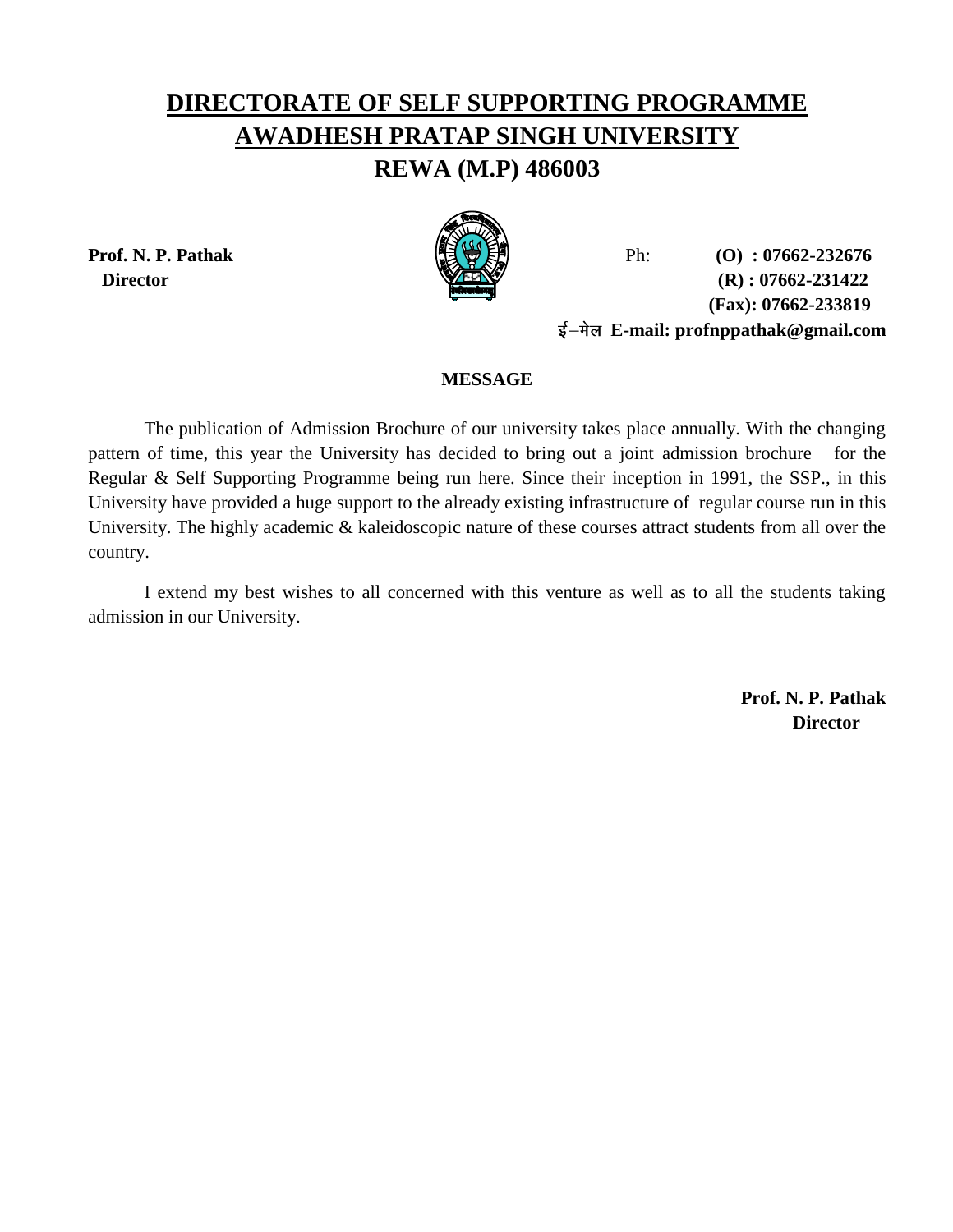# DIRECTORATE OF SELF SUPPORTING PROGRAMME
# AWADHESH PRATAP SINGH UNIVERSITY
# REWA (M.P) 486003

**Prof. N. P. Pathak**
**Director**

Ph: **(O) : 07662-232676**
**(R) : 07662-231422**
**(Fax): 07662-233819**
ई–मेल **E-mail: profnppathak@gmail.com**

**MESSAGE**

The publication of Admission Brochure of our university takes place annually. With the changing pattern of time, this year the University has decided to bring out a joint admission brochure for the Regular & Self Supporting Programme being run here. Since their inception in 1991, the SSP., in this University have provided a huge support to the already existing infrastructure of regular course run in this University. The highly academic & kaleidoscopic nature of these courses attract students from all over the country.

I extend my best wishes to all concerned with this venture as well as to all the students taking admission in our University.

**Prof. N. P. Pathak**
**Director**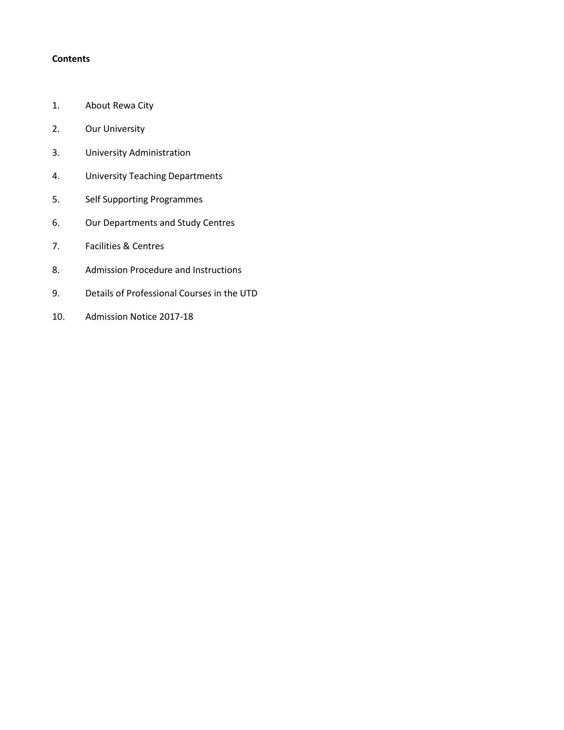**Contents**

1. About Rewa City
2. Our University
3. University Administration
4. University Teaching Departments
5. Self Supporting Programmes
6. Our Departments and Study Centres
7. Facilities & Centres
8. Admission Procedure and Instructions
9. Details of Professional Courses in the UTD
10. Admission Notice 2017-18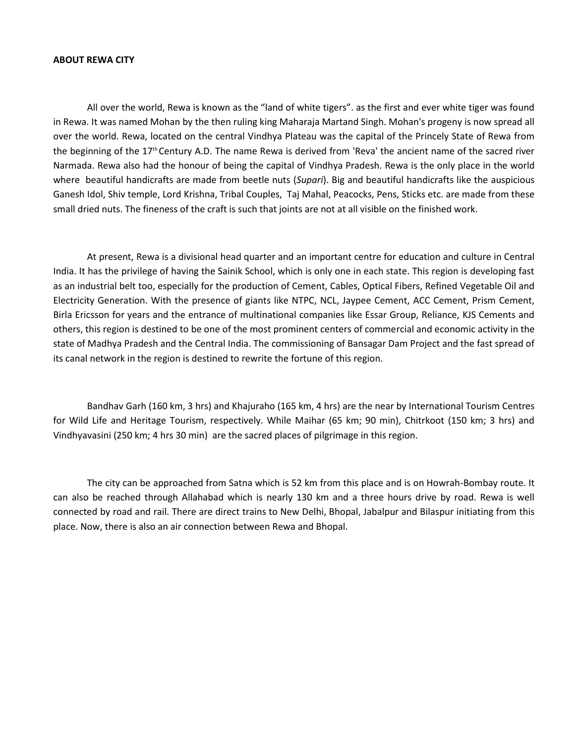**ABOUT REWA CITY**

All over the world, Rewa is known as the "land of white tigers". as the first and ever white tiger was found in Rewa. It was named Mohan by the then ruling king Maharaja Martand Singh. Mohan's progeny is now spread all over the world. Rewa, located on the central Vindhya Plateau was the capital of the Princely State of Rewa from the beginning of the 17th Century A.D. The name Rewa is derived from 'Reva' the ancient name of the sacred river Narmada. Rewa also had the honour of being the capital of Vindhya Pradesh. Rewa is the only place in the world where beautiful handicrafts are made from beetle nuts (*Supari*). Big and beautiful handicrafts like the auspicious Ganesh Idol, Shiv temple, Lord Krishna, Tribal Couples, Taj Mahal, Peacocks, Pens, Sticks etc. are made from these small dried nuts. The fineness of the craft is such that joints are not at all visible on the finished work.

At present, Rewa is a divisional head quarter and an important centre for education and culture in Central India. It has the privilege of having the Sainik School, which is only one in each state. This region is developing fast as an industrial belt too, especially for the production of Cement, Cables, Optical Fibers, Refined Vegetable Oil and Electricity Generation. With the presence of giants like NTPC, NCL, Jaypee Cement, ACC Cement, Prism Cement, Birla Ericsson for years and the entrance of multinational companies like Essar Group, Reliance, KJS Cements and others, this region is destined to be one of the most prominent centers of commercial and economic activity in the state of Madhya Pradesh and the Central India. The commissioning of Bansagar Dam Project and the fast spread of its canal network in the region is destined to rewrite the fortune of this region.

Bandhav Garh (160 km, 3 hrs) and Khajuraho (165 km, 4 hrs) are the near by International Tourism Centres for Wild Life and Heritage Tourism, respectively. While Maihar (65 km; 90 min), Chitrkoot (150 km; 3 hrs) and Vindhyavasini (250 km; 4 hrs 30 min) are the sacred places of pilgrimage in this region.

The city can be approached from Satna which is 52 km from this place and is on Howrah-Bombay route. It can also be reached through Allahabad which is nearly 130 km and a three hours drive by road. Rewa is well connected by road and rail. There are direct trains to New Delhi, Bhopal, Jabalpur and Bilaspur initiating from this place. Now, there is also an air connection between Rewa and Bhopal.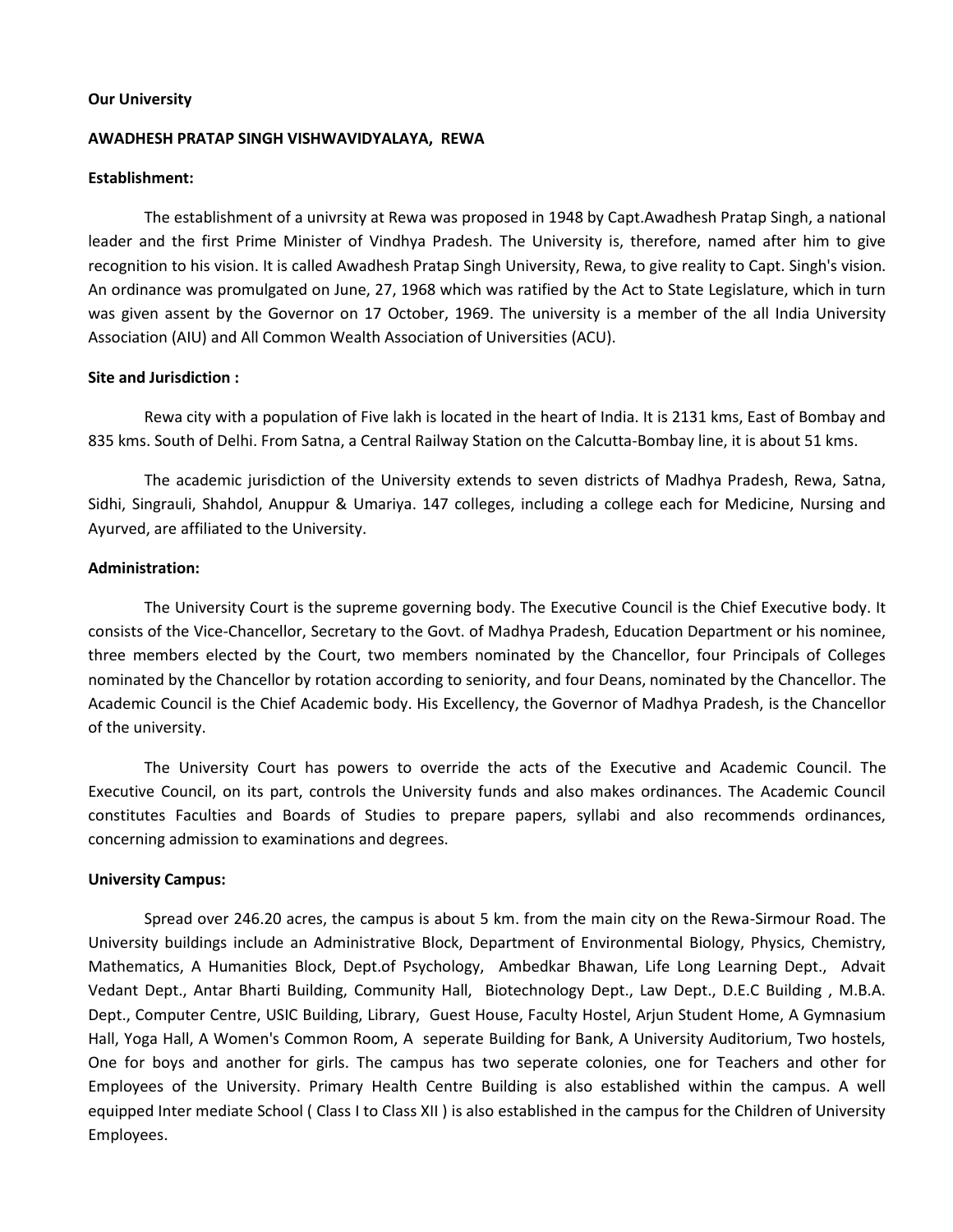**Our University**

**AWADHESH PRATAP SINGH VISHWAVIDYALAYA, REWA**

**Establishment:**

The establishment of a univrsity at Rewa was proposed in 1948 by Capt.Awadhesh Pratap Singh, a national leader and the first Prime Minister of Vindhya Pradesh. The University is, therefore, named after him to give recognition to his vision. It is called Awadhesh Pratap Singh University, Rewa, to give reality to Capt. Singh's vision. An ordinance was promulgated on June, 27, 1968 which was ratified by the Act to State Legislature, which in turn was given assent by the Governor on 17 October, 1969. The university is a member of the all India University Association (AIU) and All Common Wealth Association of Universities (ACU).

**Site and Jurisdiction :**

Rewa city with a population of Five lakh is located in the heart of India. It is 2131 kms, East of Bombay and 835 kms. South of Delhi. From Satna, a Central Railway Station on the Calcutta-Bombay line, it is about 51 kms.

The academic jurisdiction of the University extends to seven districts of Madhya Pradesh, Rewa, Satna, Sidhi, Singrauli, Shahdol, Anuppur & Umariya. 147 colleges, including a college each for Medicine, Nursing and Ayurved, are affiliated to the University.

**Administration:**

The University Court is the supreme governing body. The Executive Council is the Chief Executive body. It consists of the Vice-Chancellor, Secretary to the Govt. of Madhya Pradesh, Education Department or his nominee, three members elected by the Court, two members nominated by the Chancellor, four Principals of Colleges nominated by the Chancellor by rotation according to seniority, and four Deans, nominated by the Chancellor. The Academic Council is the Chief Academic body. His Excellency, the Governor of Madhya Pradesh, is the Chancellor of the university.

The University Court has powers to override the acts of the Executive and Academic Council. The Executive Council, on its part, controls the University funds and also makes ordinances. The Academic Council constitutes Faculties and Boards of Studies to prepare papers, syllabi and also recommends ordinances, concerning admission to examinations and degrees.

**University Campus:**

Spread over 246.20 acres, the campus is about 5 km. from the main city on the Rewa-Sirmour Road. The University buildings include an Administrative Block, Department of Environmental Biology, Physics, Chemistry, Mathematics, A Humanities Block, Dept.of Psychology, Ambedkar Bhawan, Life Long Learning Dept., Advait Vedant Dept., Antar Bharti Building, Community Hall, Biotechnology Dept., Law Dept., D.E.C Building , M.B.A. Dept., Computer Centre, USIC Building, Library, Guest House, Faculty Hostel, Arjun Student Home, A Gymnasium Hall, Yoga Hall, A Women's Common Room, A seperate Building for Bank, A University Auditorium, Two hostels, One for boys and another for girls. The campus has two seperate colonies, one for Teachers and other for Employees of the University. Primary Health Centre Building is also established within the campus. A well equipped Inter mediate School ( Class I to Class XII ) is also established in the campus for the Children of University Employees.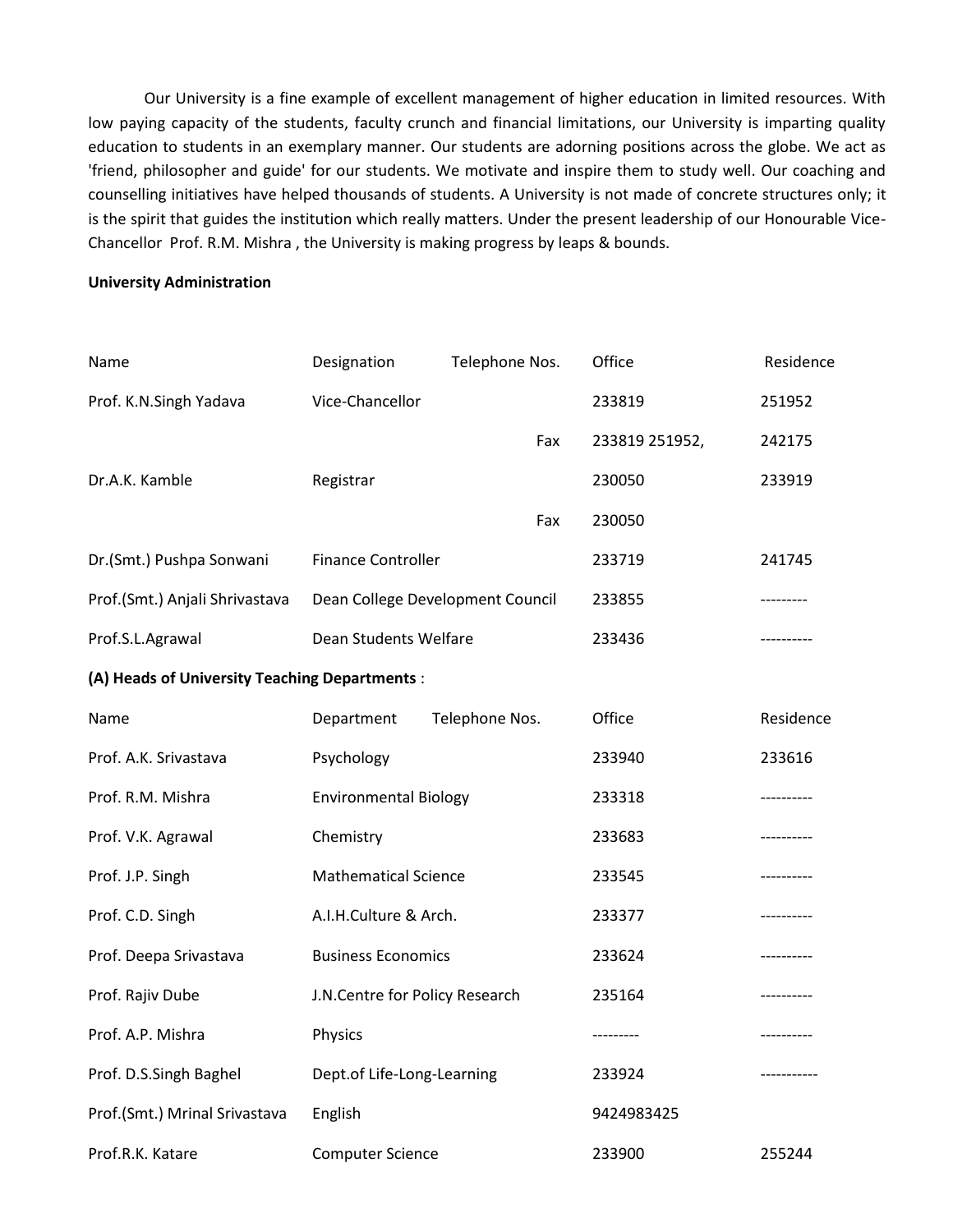Our University is a fine example of excellent management of higher education in limited resources. With low paying capacity of the students, faculty crunch and financial limitations, our University is imparting quality education to students in an exemplary manner. Our students are adorning positions across the globe. We act as 'friend, philosopher and guide' for our students. We motivate and inspire them to study well. Our coaching and counselling initiatives have helped thousands of students. A University is not made of concrete structures only; it is the spirit that guides the institution which really matters. Under the present leadership of our Honourable Vice-Chancellor Prof. R.M. Mishra , the University is making progress by leaps & bounds.

**University Administration**

| Name | Designation | Telephone Nos. | Office | Residence |
|---|---|---|---|---|
| Prof. K.N.Singh Yadava | Vice-Chancellor | | 233819 | 251952 |
| | | Fax | 233819 251952, | 242175 |
| Dr.A.K. Kamble | Registrar | | 230050 | 233919 |
| | | Fax | 230050 | |
| Dr.(Smt.) Pushpa Sonwani | Finance Controller | | 233719 | 241745 |
| Prof.(Smt.) Anjali Shrivastava | Dean College Development Council | | 233855 | --------- |
| Prof.S.L.Agrawal | Dean Students Welfare | | 233436 | ---------- |

**(A) Heads of University Teaching Departments** :

| Name | Department | Telephone Nos. | Office | Residence |
|---|---|---|---|---|
| Prof. A.K. Srivastava | Psychology | | 233940 | 233616 |
| Prof. R.M. Mishra | Environmental Biology | | 233318 | ---------- |
| Prof. V.K. Agrawal | Chemistry | | 233683 | ---------- |
| Prof. J.P. Singh | Mathematical Science | | 233545 | ---------- |
| Prof. C.D. Singh | A.I.H.Culture & Arch. | | 233377 | ---------- |
| Prof. Deepa Srivastava | Business Economics | | 233624 | ---------- |
| Prof. Rajiv Dube | J.N.Centre for Policy Research | | 235164 | ---------- |
| Prof. A.P. Mishra | Physics | | --------- | ---------- |
| Prof. D.S.Singh Baghel | Dept.of Life-Long-Learning | | 233924 | ----------- |
| Prof.(Smt.) Mrinal Srivastava | English | | 9424983425 | |
| Prof.R.K. Katare | Computer Science | | 233900 | 255244 |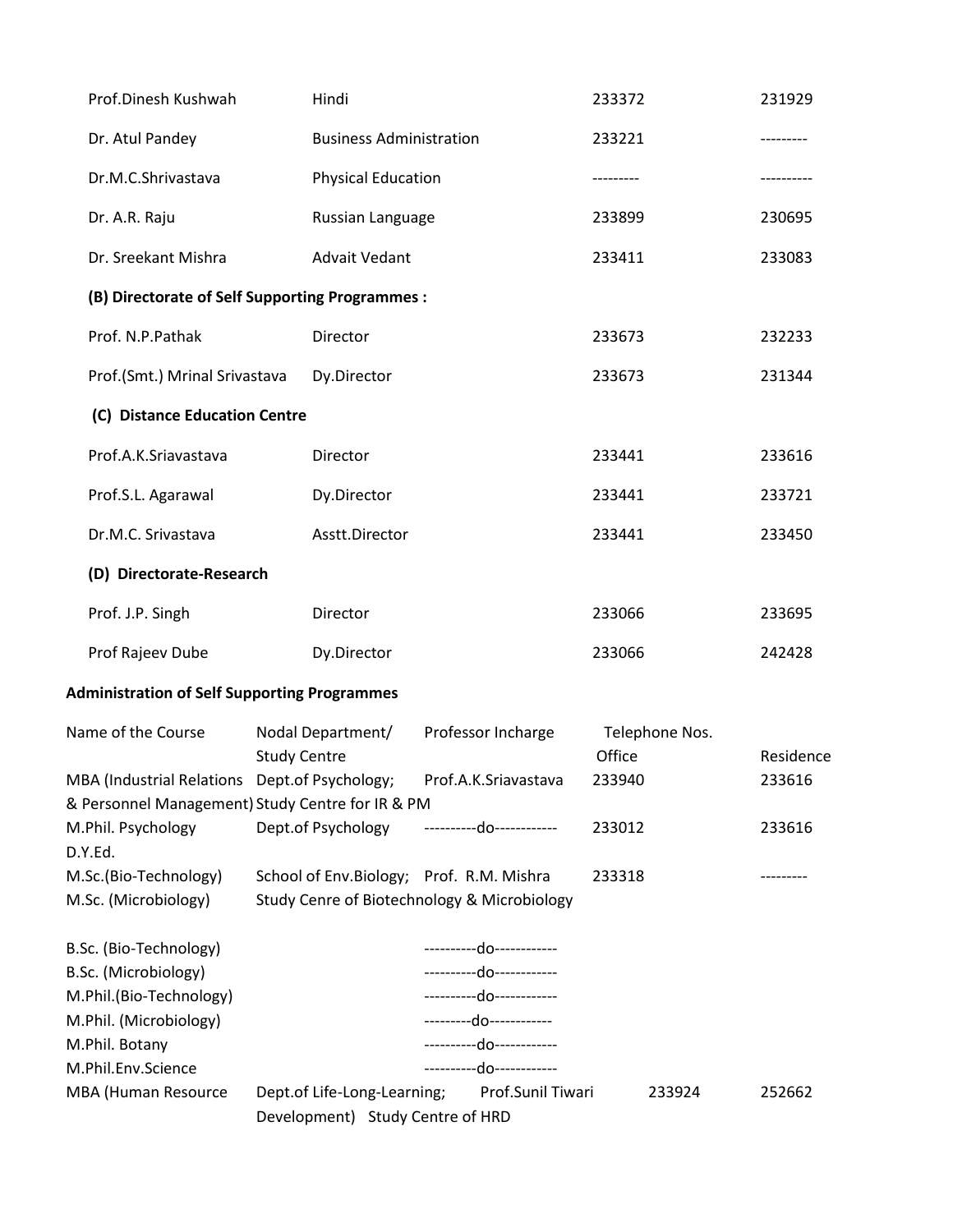| | | | |
|---|---|---|---|
| Prof.Dinesh Kushwah | Hindi | 233372 | 231929 |
| Dr. Atul Pandey | Business Administration | 233221 | --------- |
| Dr.M.C.Shrivastava | Physical Education | --------- | ---------- |
| Dr. A.R. Raju | Russian Language | 233899 | 230695 |
| Dr. Sreekant Mishra | Advait Vedant | 233411 | 233083 |

**(B) Directorate of Self Supporting Programmes :**

| | | | |
|---|---|---|---|
| Prof. N.P.Pathak | Director | 233673 | 232233 |
| Prof.(Smt.) Mrinal Srivastava | Dy.Director | 233673 | 231344 |

**(C) Distance Education Centre**

| | | | |
|---|---|---|---|
| Prof.A.K.Sriavastava | Director | 233441 | 233616 |
| Prof.S.L. Agarawal | Dy.Director | 233441 | 233721 |
| Dr.M.C. Srivastava | Asstt.Director | 233441 | 233450 |

**(D) Directorate-Research**

| | | | |
|---|---|---|---|
| Prof. J.P. Singh | Director | 233066 | 233695 |
| Prof Rajeev Dube | Dy.Director | 233066 | 242428 |

**Administration of Self Supporting Programmes**

| Name of the Course | Nodal Department/ Study Centre | Professor Incharge | Telephone Nos. Office | Residence |
|---|---|---|---|---|
| MBA (Industrial Relations & Personnel Management) | Dept.of Psychology; Study Centre for IR & PM | Prof.A.K.Sriavastava | 233940 | 233616 |
| M.Phil. Psychology D.Y.Ed. | Dept.of Psychology | ----------do------------ | 233012 | 233616 |
| M.Sc.(Bio-Technology) M.Sc. (Microbiology) | School of Env.Biology; Study Cenre of Biotechnology & Microbiology | Prof. R.M. Mishra | 233318 | --------- |
| B.Sc. (Bio-Technology) | | ----------do------------ | | |
| B.Sc. (Microbiology) | | ----------do------------ | | |
| M.Phil.(Bio-Technology) | | ----------do------------ | | |
| M.Phil. (Microbiology) | | ---------do------------ | | |
| M.Phil. Botany | | ----------do------------ | | |
| M.Phil.Env.Science | | ----------do------------ | | |
| MBA (Human Resource Development) | Dept.of Life-Long-Learning; Study Centre of HRD | Prof.Sunil Tiwari | 233924 | 252662 |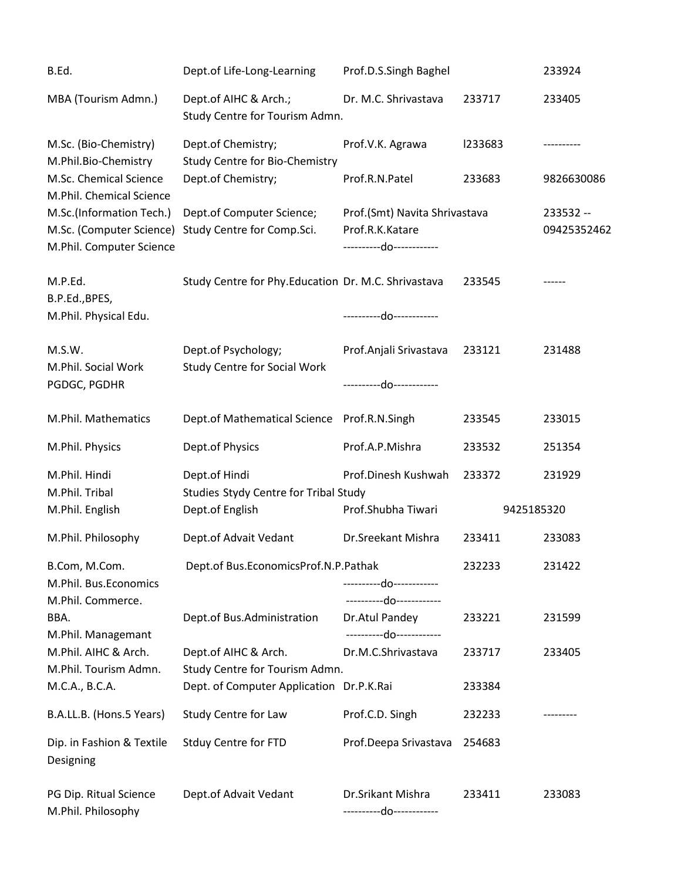| | | | | |
|---|---|---|---|---|
| B.Ed. | Dept.of Life-Long-Learning | Prof.D.S.Singh Baghel | | 233924 |
| MBA (Tourism Admn.) | Dept.of AIHC & Arch.; Study Centre for Tourism Admn. | Dr. M.C. Shrivastava | 233717 | 233405 |
| M.Sc. (Bio-Chemistry) M.Phil.Bio-Chemistry | Dept.of Chemistry; Study Centre for Bio-Chemistry | Prof.V.K. Agrawa | l233683 | ---------- |
| M.Sc. Chemical Science M.Phil. Chemical Science | Dept.of Chemistry; | Prof.R.N.Patel | 233683 | 9826630086 |
| M.Sc.(Information Tech.) | Dept.of Computer Science; | Prof.(Smt) Navita Shrivastava | | 233532 -- |
| M.Sc. (Computer Science) | Study Centre for Comp.Sci. | Prof.R.K.Katare | | 09425352462 |
| M.Phil. Computer Science | | ----------do------------ | | |
| M.P.Ed. | Study Centre for Phy.Education | Dr. M.C. Shrivastava | 233545 | ------ |
| B.P.Ed.,BPES, | | | | |
| M.Phil. Physical Edu. | | ----------do------------ | | |
| M.S.W. | Dept.of Psychology; | Prof.Anjali Srivastava | 233121 | 231488 |
| M.Phil. Social Work | Study Centre for Social Work | | | |
| PGDGC, PGDHR | | ----------do------------ | | |
| M.Phil. Mathematics | Dept.of Mathematical Science | Prof.R.N.Singh | 233545 | 233015 |
| M.Phil. Physics | Dept.of Physics | Prof.A.P.Mishra | 233532 | 251354 |
| M.Phil. Hindi | Dept.of Hindi | Prof.Dinesh Kushwah | 233372 | 231929 |
| M.Phil. Tribal | Studies Stydy Centre for Tribal Study | | | |
| M.Phil. English | Dept.of English | Prof.Shubha Tiwari | 9425185320 | |
| M.Phil. Philosophy | Dept.of Advait Vedant | Dr.Sreekant Mishra | 233411 | 233083 |
| B.Com, M.Com. | Dept.of Bus.Economics | Prof.N.P.Pathak | 232233 | 231422 |
| M.Phil. Bus.Economics | | ----------do------------ | | |
| M.Phil. Commerce. | | ----------do------------ | | |
| BBA. | Dept.of Bus.Administration | Dr.Atul Pandey | 233221 | 231599 |
| M.Phil. Managemant | | ----------do------------ | | |
| M.Phil. AIHC & Arch. | Dept.of AIHC & Arch. | Dr.M.C.Shrivastava | 233717 | 233405 |
| M.Phil. Tourism Admn. | Study Centre for Tourism Admn. | | | |
| M.C.A., B.C.A. | Dept. of Computer Application | Dr.P.K.Rai | 233384 | |
| B.A.LL.B. (Hons.5 Years) | Study Centre for Law | Prof.C.D. Singh | 232233 | --------- |
| Dip. in Fashion & Textile Designing | Stduy Centre for FTD | Prof.Deepa Srivastava | 254683 | |
| PG Dip. Ritual Science | Dept.of Advait Vedant | Dr.Srikant Mishra | 233411 | 233083 |
| M.Phil. Philosophy | | ----------do------------ | | |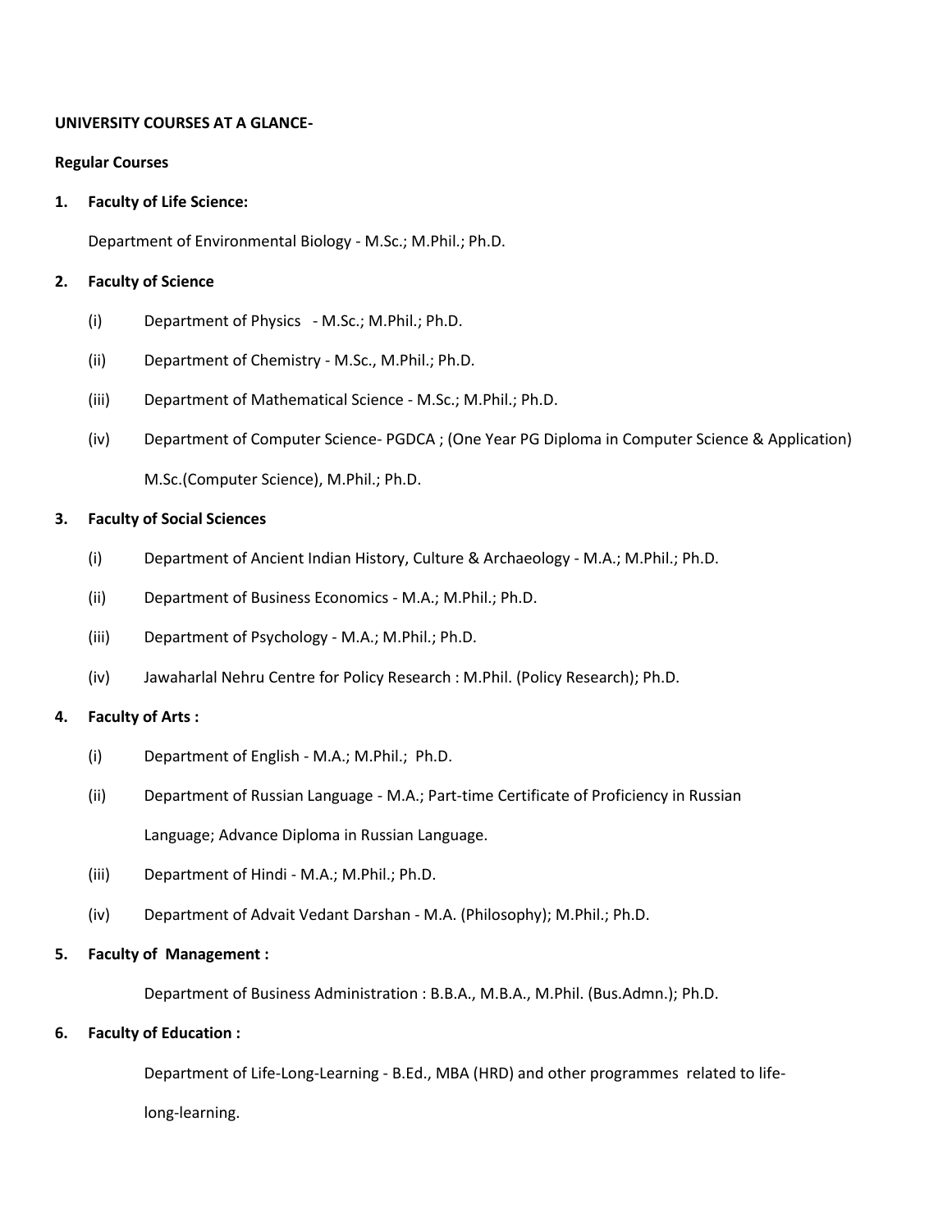**UNIVERSITY COURSES AT A GLANCE-**

**Regular Courses**

1. **Faculty of Life Science:**

   Department of Environmental Biology - M.Sc.; M.Phil.; Ph.D.

2. **Faculty of Science**

   (i) Department of Physics - M.Sc.; M.Phil.; Ph.D.

   (ii) Department of Chemistry - M.Sc., M.Phil.; Ph.D.

   (iii) Department of Mathematical Science - M.Sc.; M.Phil.; Ph.D.

   (iv) Department of Computer Science- PGDCA ; (One Year PG Diploma in Computer Science & Application) M.Sc.(Computer Science), M.Phil.; Ph.D.

3. **Faculty of Social Sciences**

   (i) Department of Ancient Indian History, Culture & Archaeology - M.A.; M.Phil.; Ph.D.

   (ii) Department of Business Economics - M.A.; M.Phil.; Ph.D.

   (iii) Department of Psychology - M.A.; M.Phil.; Ph.D.

   (iv) Jawaharlal Nehru Centre for Policy Research : M.Phil. (Policy Research); Ph.D.

4. **Faculty of Arts :**

   (i) Department of English - M.A.; M.Phil.; Ph.D.

   (ii) Department of Russian Language - M.A.; Part-time Certificate of Proficiency in Russian Language; Advance Diploma in Russian Language.

   (iii) Department of Hindi - M.A.; M.Phil.; Ph.D.

   (iv) Department of Advait Vedant Darshan - M.A. (Philosophy); M.Phil.; Ph.D.

5. **Faculty of Management :**

   Department of Business Administration : B.B.A., M.B.A., M.Phil. (Bus.Admn.); Ph.D.

6. **Faculty of Education :**

   Department of Life-Long-Learning - B.Ed., MBA (HRD) and other programmes related to life-long-learning.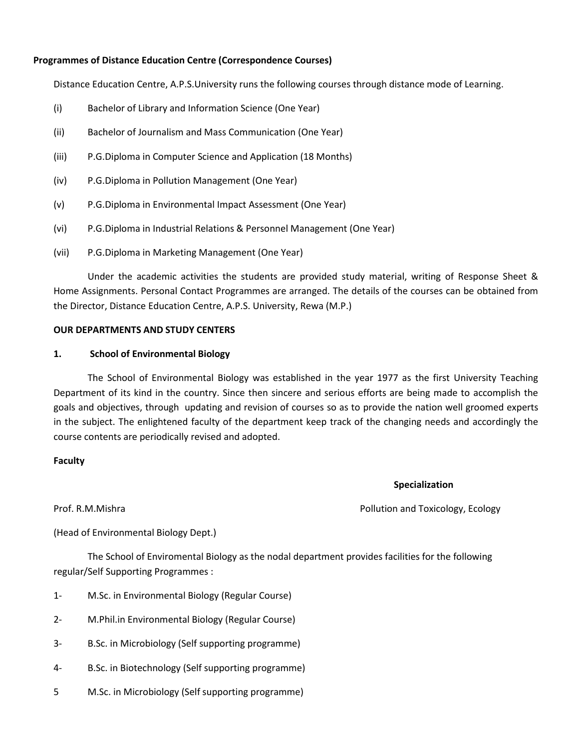**Programmes of Distance Education Centre (Correspondence Courses)**

Distance Education Centre, A.P.S.University runs the following courses through distance mode of Learning.

(i) Bachelor of Library and Information Science (One Year)

(ii) Bachelor of Journalism and Mass Communication (One Year)

(iii) P.G.Diploma in Computer Science and Application (18 Months)

(iv) P.G.Diploma in Pollution Management (One Year)

(v) P.G.Diploma in Environmental Impact Assessment (One Year)

(vi) P.G.Diploma in Industrial Relations & Personnel Management (One Year)

(vii) P.G.Diploma in Marketing Management (One Year)

Under the academic activities the students are provided study material, writing of Response Sheet & Home Assignments. Personal Contact Programmes are arranged. The details of the courses can be obtained from the Director, Distance Education Centre, A.P.S. University, Rewa (M.P.)

**OUR DEPARTMENTS AND STUDY CENTERS**

**1. School of Environmental Biology**

The School of Environmental Biology was established in the year 1977 as the first University Teaching Department of its kind in the country. Since then sincere and serious efforts are being made to accomplish the goals and objectives, through updating and revision of courses so as to provide the nation well groomed experts in the subject. The enlightened faculty of the department keep track of the changing needs and accordingly the course contents are periodically revised and adopted.

**Faculty**

| | **Specialization** |
|---|---|
| Prof. R.M.Mishra (Head of Environmental Biology Dept.) | Pollution and Toxicology, Ecology |

The School of Enviromental Biology as the nodal department provides facilities for the following regular/Self Supporting Programmes :

1- M.Sc. in Environmental Biology (Regular Course)

2- M.Phil.in Environmental Biology (Regular Course)

3- B.Sc. in Microbiology (Self supporting programme)

4- B.Sc. in Biotechnology (Self supporting programme)

5 M.Sc. in Microbiology (Self supporting programme)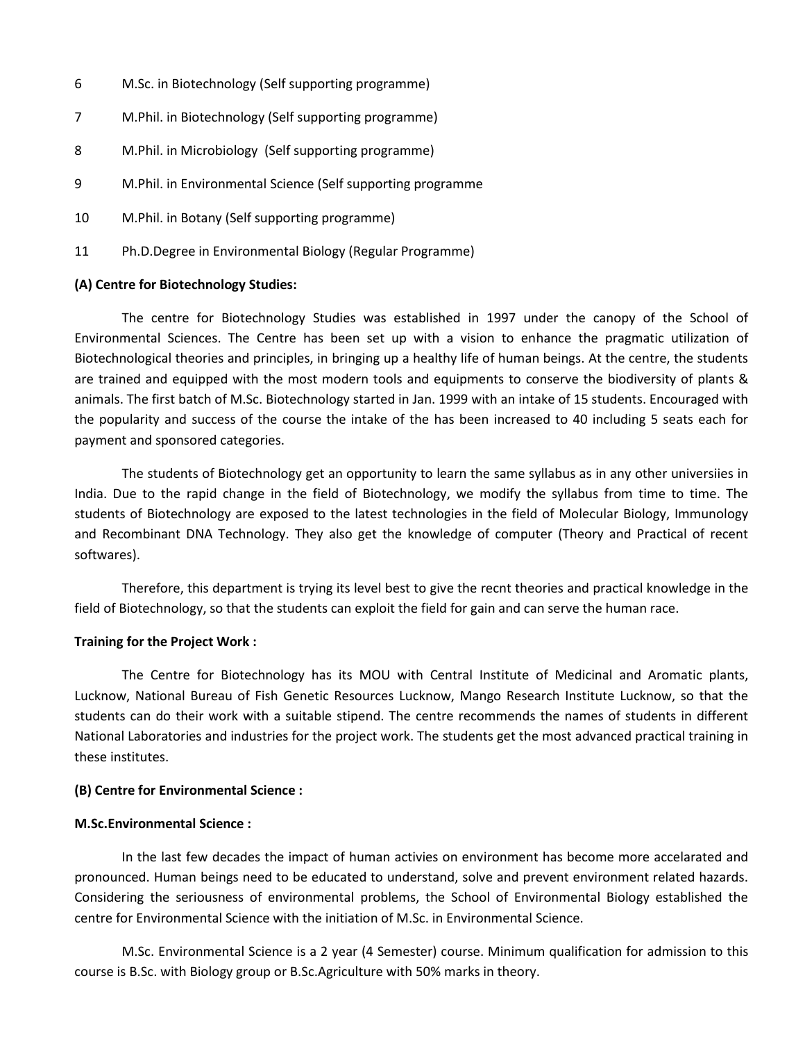6 M.Sc. in Biotechnology (Self supporting programme)

7 M.Phil. in Biotechnology (Self supporting programme)

8 M.Phil. in Microbiology (Self supporting programme)

9 M.Phil. in Environmental Science (Self supporting programme

10 M.Phil. in Botany (Self supporting programme)

11 Ph.D.Degree in Environmental Biology (Regular Programme)

**(A) Centre for Biotechnology Studies:**

The centre for Biotechnology Studies was established in 1997 under the canopy of the School of Environmental Sciences. The Centre has been set up with a vision to enhance the pragmatic utilization of Biotechnological theories and principles, in bringing up a healthy life of human beings. At the centre, the students are trained and equipped with the most modern tools and equipments to conserve the biodiversity of plants & animals. The first batch of M.Sc. Biotechnology started in Jan. 1999 with an intake of 15 students. Encouraged with the popularity and success of the course the intake of the has been increased to 40 including 5 seats each for payment and sponsored categories.

The students of Biotechnology get an opportunity to learn the same syllabus as in any other universiies in India. Due to the rapid change in the field of Biotechnology, we modify the syllabus from time to time. The students of Biotechnology are exposed to the latest technologies in the field of Molecular Biology, Immunology and Recombinant DNA Technology. They also get the knowledge of computer (Theory and Practical of recent softwares).

Therefore, this department is trying its level best to give the recnt theories and practical knowledge in the field of Biotechnology, so that the students can exploit the field for gain and can serve the human race.

**Training for the Project Work :**

The Centre for Biotechnology has its MOU with Central Institute of Medicinal and Aromatic plants, Lucknow, National Bureau of Fish Genetic Resources Lucknow, Mango Research Institute Lucknow, so that the students can do their work with a suitable stipend. The centre recommends the names of students in different National Laboratories and industries for the project work. The students get the most advanced practical training in these institutes.

**(B) Centre for Environmental Science :**

**M.Sc.Environmental Science :**

In the last few decades the impact of human activies on environment has become more accelarated and pronounced. Human beings need to be educated to understand, solve and prevent environment related hazards. Considering the seriousness of environmental problems, the School of Environmental Biology established the centre for Environmental Science with the initiation of M.Sc. in Environmental Science.

M.Sc. Environmental Science is a 2 year (4 Semester) course. Minimum qualification for admission to this course is B.Sc. with Biology group or B.Sc.Agriculture with 50% marks in theory.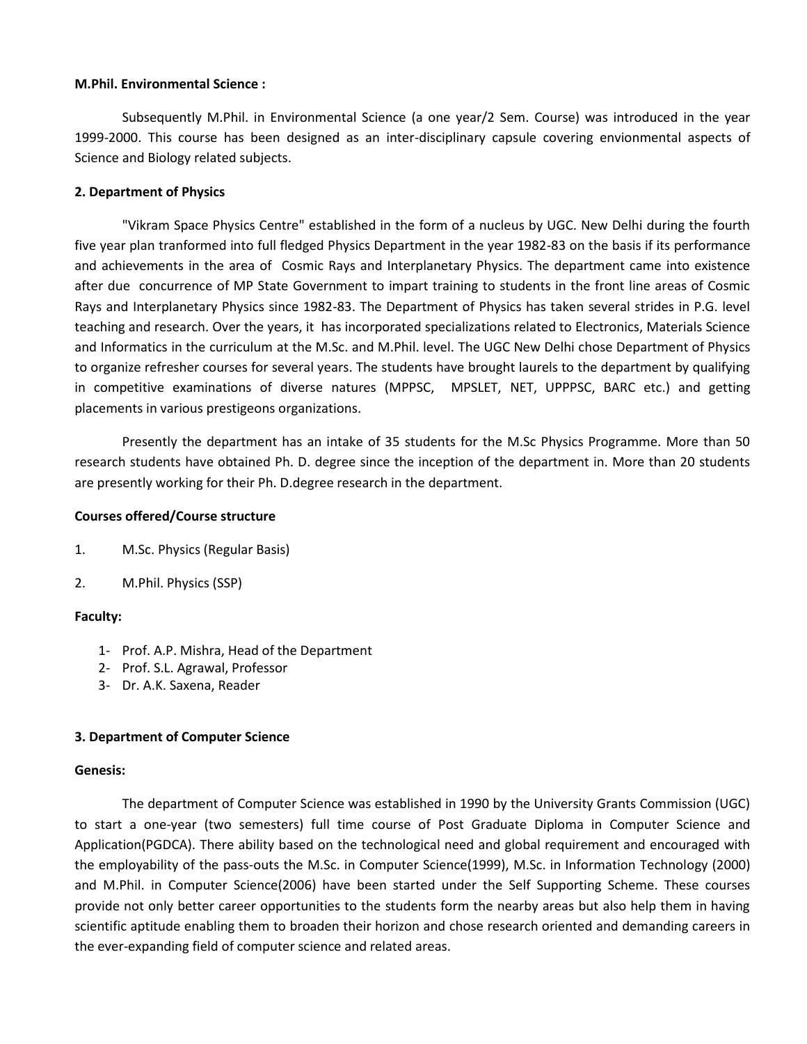**M.Phil. Environmental Science :**

Subsequently M.Phil. in Environmental Science (a one year/2 Sem. Course) was introduced in the year 1999-2000. This course has been designed as an inter-disciplinary capsule covering envionmental aspects of Science and Biology related subjects.

**2. Department of Physics**

"Vikram Space Physics Centre" established in the form of a nucleus by UGC. New Delhi during the fourth five year plan tranformed into full fledged Physics Department in the year 1982-83 on the basis if its performance and achievements in the area of Cosmic Rays and Interplanetary Physics. The department came into existence after due concurrence of MP State Government to impart training to students in the front line areas of Cosmic Rays and Interplanetary Physics since 1982-83. The Department of Physics has taken several strides in P.G. level teaching and research. Over the years, it has incorporated specializations related to Electronics, Materials Science and Informatics in the curriculum at the M.Sc. and M.Phil. level. The UGC New Delhi chose Department of Physics to organize refresher courses for several years. The students have brought laurels to the department by qualifying in competitive examinations of diverse natures (MPPSC, MPSLET, NET, UPPPSC, BARC etc.) and getting placements in various prestigeons organizations.

Presently the department has an intake of 35 students for the M.Sc Physics Programme. More than 50 research students have obtained Ph. D. degree since the inception of the department in. More than 20 students are presently working for their Ph. D.degree research in the department.

**Courses offered/Course structure**

1. M.Sc. Physics (Regular Basis)
2. M.Phil. Physics (SSP)

**Faculty:**

1- Prof. A.P. Mishra, Head of the Department
2- Prof. S.L. Agrawal, Professor
3- Dr. A.K. Saxena, Reader

**3. Department of Computer Science**

**Genesis:**

The department of Computer Science was established in 1990 by the University Grants Commission (UGC) to start a one-year (two semesters) full time course of Post Graduate Diploma in Computer Science and Application(PGDCA). There ability based on the technological need and global requirement and encouraged with the employability of the pass-outs the M.Sc. in Computer Science(1999), M.Sc. in Information Technology (2000) and M.Phil. in Computer Science(2006) have been started under the Self Supporting Scheme. These courses provide not only better career opportunities to the students form the nearby areas but also help them in having scientific aptitude enabling them to broaden their horizon and chose research oriented and demanding careers in the ever-expanding field of computer science and related areas.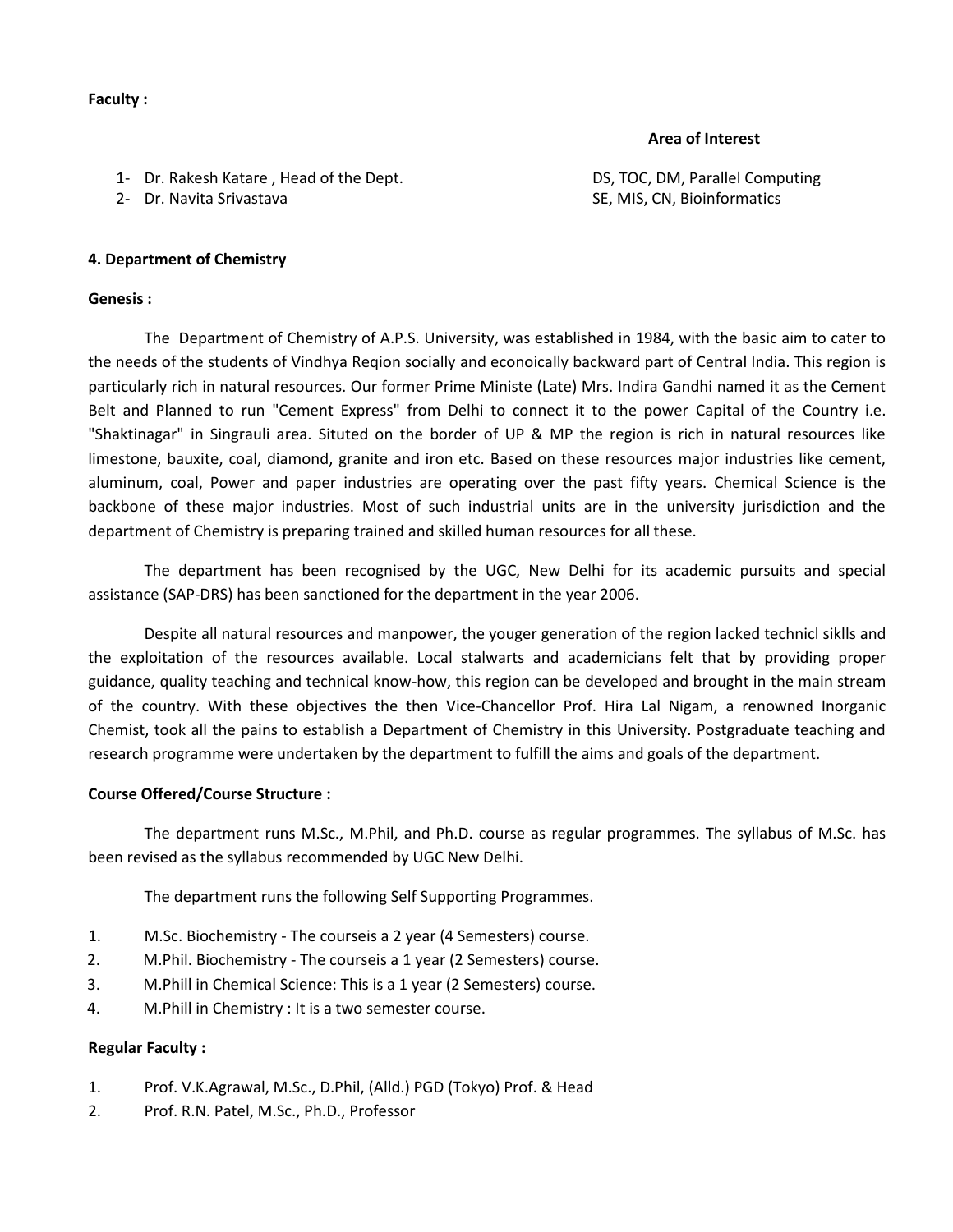**Faculty :**

| | Area of Interest |
|---|---|
| 1- Dr. Rakesh Katare , Head of the Dept. | DS, TOC, DM, Parallel Computing |
| 2- Dr. Navita Srivastava | SE, MIS, CN, Bioinformatics |

**4. Department of Chemistry**

**Genesis :**

The Department of Chemistry of A.P.S. University, was established in 1984, with the basic aim to cater to the needs of the students of Vindhya Reqion socially and econoically backward part of Central India. This region is particularly rich in natural resources. Our former Prime Ministe (Late) Mrs. Indira Gandhi named it as the Cement Belt and Planned to run "Cement Express" from Delhi to connect it to the power Capital of the Country i.e. "Shaktinagar" in Singrauli area. Situted on the border of UP & MP the region is rich in natural resources like limestone, bauxite, coal, diamond, granite and iron etc. Based on these resources major industries like cement, aluminum, coal, Power and paper industries are operating over the past fifty years. Chemical Science is the backbone of these major industries. Most of such industrial units are in the university jurisdiction and the department of Chemistry is preparing trained and skilled human resources for all these.

The department has been recognised by the UGC, New Delhi for its academic pursuits and special assistance (SAP-DRS) has been sanctioned for the department in the year 2006.

Despite all natural resources and manpower, the youger generation of the region lacked technicl siklls and the exploitation of the resources available. Local stalwarts and academicians felt that by providing proper guidance, quality teaching and technical know-how, this region can be developed and brought in the main stream of the country. With these objectives the then Vice-Chancellor Prof. Hira Lal Nigam, a renowned Inorganic Chemist, took all the pains to establish a Department of Chemistry in this University. Postgraduate teaching and research programme were undertaken by the department to fulfill the aims and goals of the department.

**Course Offered/Course Structure :**

The department runs M.Sc., M.Phil, and Ph.D. course as regular programmes. The syllabus of M.Sc. has been revised as the syllabus recommended by UGC New Delhi.

The department runs the following Self Supporting Programmes.

1. M.Sc. Biochemistry - The courseis a 2 year (4 Semesters) course.
2. M.Phil. Biochemistry - The courseis a 1 year (2 Semesters) course.
3. M.Phill in Chemical Science: This is a 1 year (2 Semesters) course.
4. M.Phill in Chemistry : It is a two semester course.

**Regular Faculty :**

1. Prof. V.K.Agrawal, M.Sc., D.Phil, (Alld.) PGD (Tokyo) Prof. & Head
2. Prof. R.N. Patel, M.Sc., Ph.D., Professor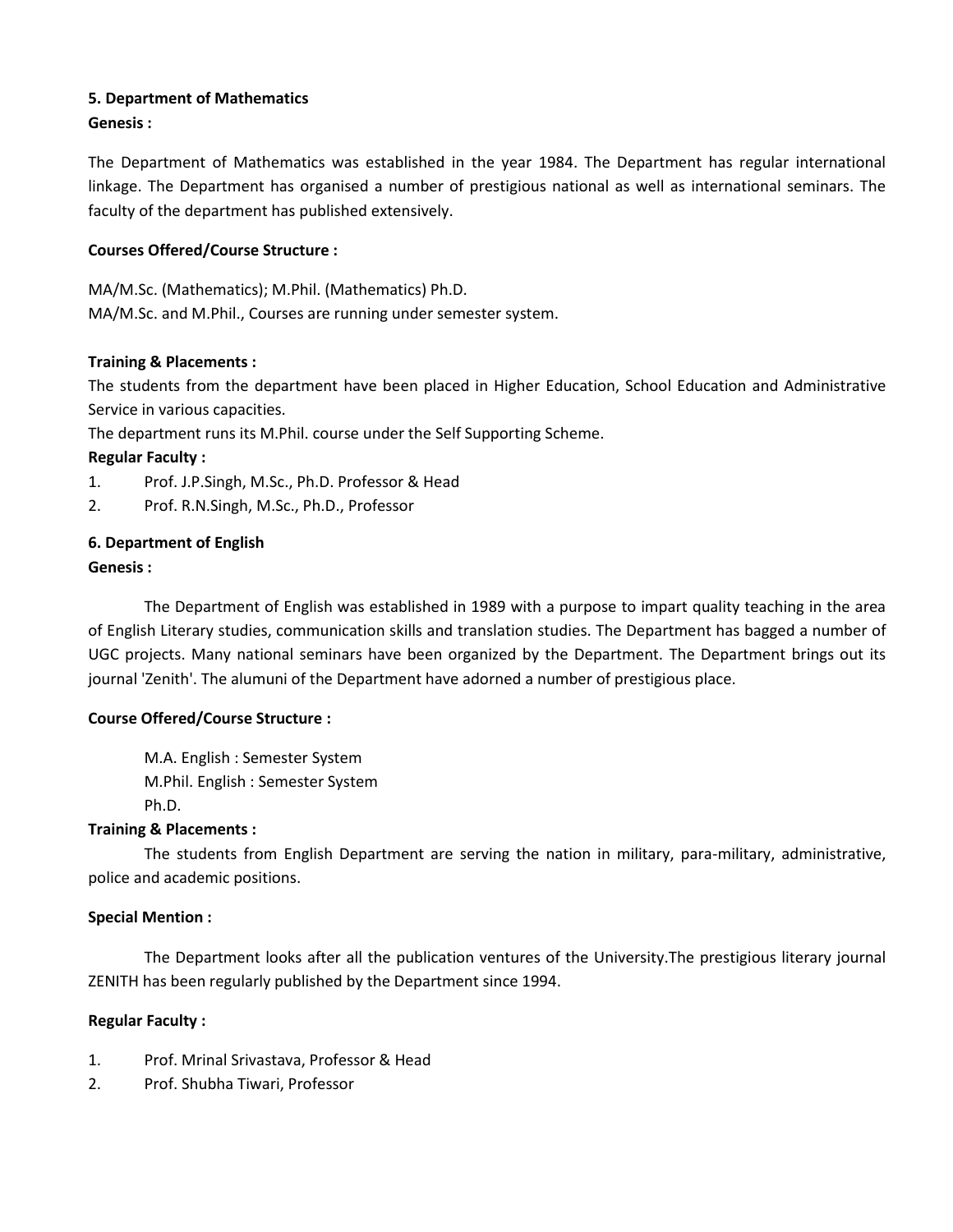## 5. Department of Mathematics

**Genesis :**

The Department of Mathematics was established in the year 1984. The Department has regular international linkage. The Department has organised a number of prestigious national as well as international seminars. The faculty of the department has published extensively.

**Courses Offered/Course Structure :**

MA/M.Sc. (Mathematics); M.Phil. (Mathematics) Ph.D.
MA/M.Sc. and M.Phil., Courses are running under semester system.

**Training & Placements :**

The students from the department have been placed in Higher Education, School Education and Administrative Service in various capacities.

The department runs its M.Phil. course under the Self Supporting Scheme.

**Regular Faculty :**

1. Prof. J.P.Singh, M.Sc., Ph.D. Professor & Head
2. Prof. R.N.Singh, M.Sc., Ph.D., Professor

## 6. Department of English

**Genesis :**

The Department of English was established in 1989 with a purpose to impart quality teaching in the area of English Literary studies, communication skills and translation studies. The Department has bagged a number of UGC projects. Many national seminars have been organized by the Department. The Department brings out its journal 'Zenith'. The alumuni of the Department have adorned a number of prestigious place.

**Course Offered/Course Structure :**

M.A. English : Semester System
M.Phil. English : Semester System
Ph.D.

**Training & Placements :**

The students from English Department are serving the nation in military, para-military, administrative, police and academic positions.

**Special Mention :**

The Department looks after all the publication ventures of the University.The prestigious literary journal ZENITH has been regularly published by the Department since 1994.

**Regular Faculty :**

1. Prof. Mrinal Srivastava, Professor & Head
2. Prof. Shubha Tiwari, Professor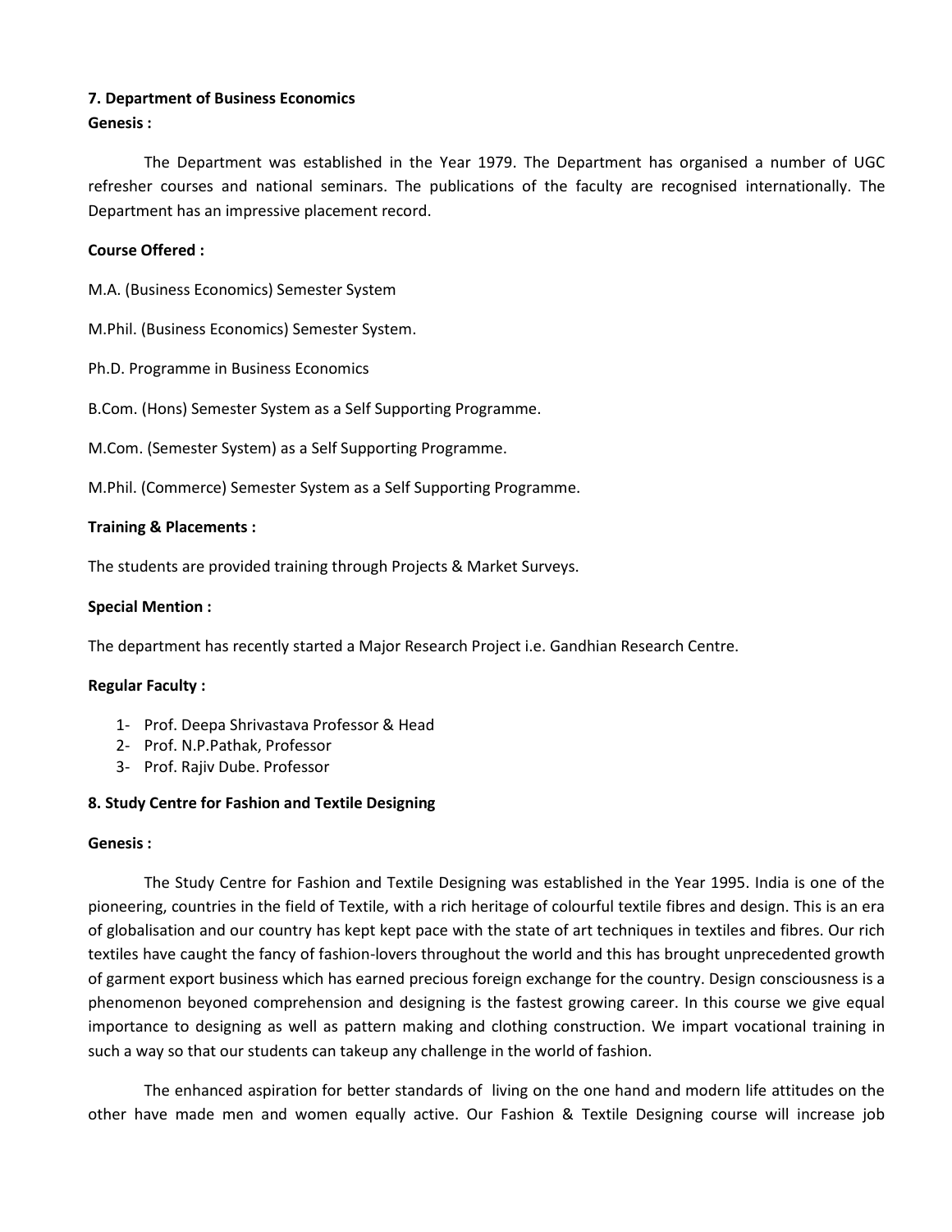### 7. Department of Business Economics

**Genesis :**

The Department was established in the Year 1979. The Department has organised a number of UGC refresher courses and national seminars. The publications of the faculty are recognised internationally. The Department has an impressive placement record.

**Course Offered :**

M.A. (Business Economics) Semester System

M.Phil. (Business Economics) Semester System.

Ph.D. Programme in Business Economics

B.Com. (Hons) Semester System as a Self Supporting Programme.

M.Com. (Semester System) as a Self Supporting Programme.

M.Phil. (Commerce) Semester System as a Self Supporting Programme.

**Training & Placements :**

The students are provided training through Projects & Market Surveys.

**Special Mention :**

The department has recently started a Major Research Project i.e. Gandhian Research Centre.

**Regular Faculty :**

1- Prof. Deepa Shrivastava Professor & Head
2- Prof. N.P.Pathak, Professor
3- Prof. Rajiv Dube. Professor

### 8. Study Centre for Fashion and Textile Designing

**Genesis :**

The Study Centre for Fashion and Textile Designing was established in the Year 1995. India is one of the pioneering, countries in the field of Textile, with a rich heritage of colourful textile fibres and design. This is an era of globalisation and our country has kept kept pace with the state of art techniques in textiles and fibres. Our rich textiles have caught the fancy of fashion-lovers throughout the world and this has brought unprecedented growth of garment export business which has earned precious foreign exchange for the country. Design consciousness is a phenomenon beyoned comprehension and designing is the fastest growing career. In this course we give equal importance to designing as well as pattern making and clothing construction. We impart vocational training in such a way so that our students can takeup any challenge in the world of fashion.

The enhanced aspiration for better standards of living on the one hand and modern life attitudes on the other have made men and women equally active. Our Fashion & Textile Designing course will increase job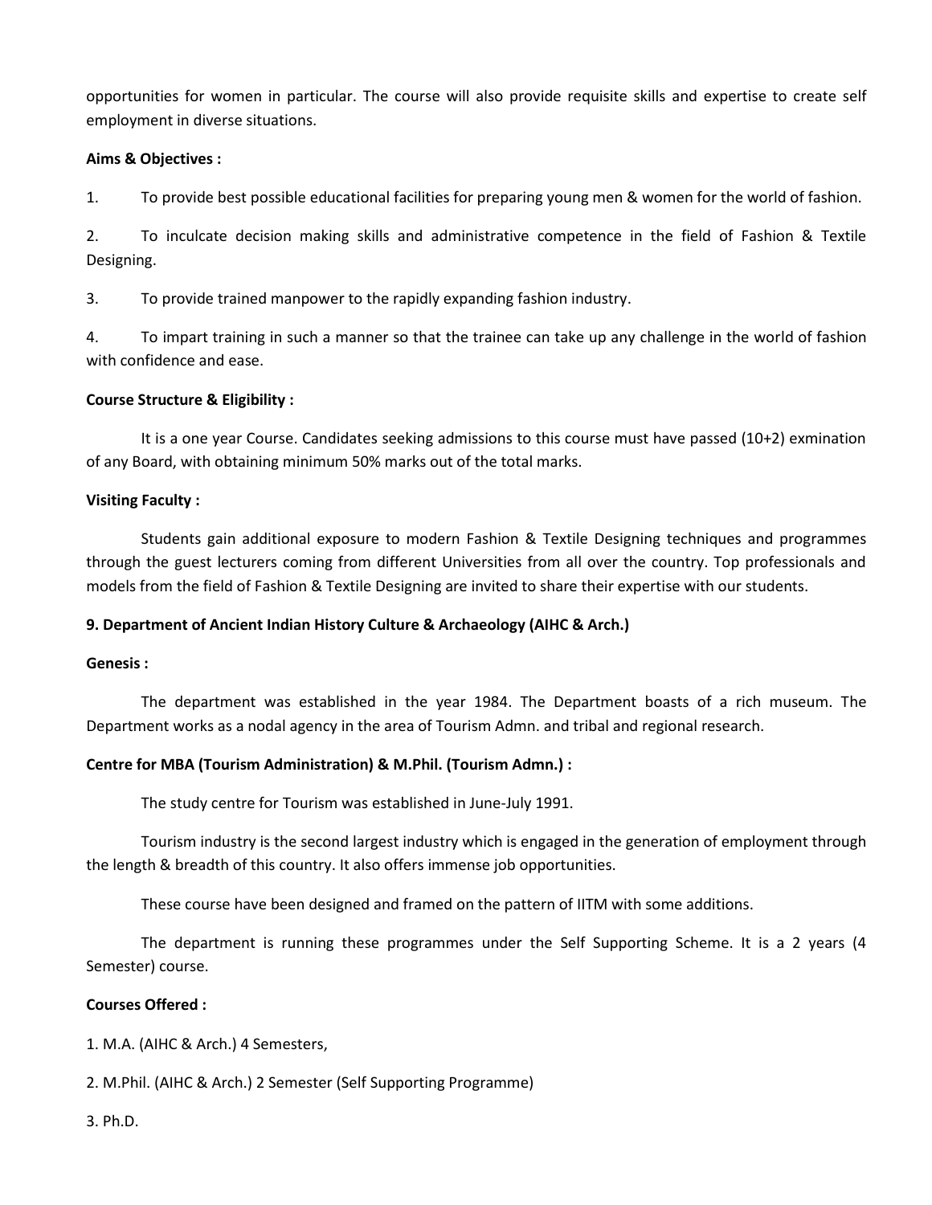opportunities for women in particular. The course will also provide requisite skills and expertise to create self employment in diverse situations.

**Aims & Objectives :**

1. To provide best possible educational facilities for preparing young men & women for the world of fashion.

2. To inculcate decision making skills and administrative competence in the field of Fashion & Textile Designing.

3. To provide trained manpower to the rapidly expanding fashion industry.

4. To impart training in such a manner so that the trainee can take up any challenge in the world of fashion with confidence and ease.

**Course Structure & Eligibility :**

It is a one year Course. Candidates seeking admissions to this course must have passed (10+2) exmination of any Board, with obtaining minimum 50% marks out of the total marks.

**Visiting Faculty :**

Students gain additional exposure to modern Fashion & Textile Designing techniques and programmes through the guest lecturers coming from different Universities from all over the country. Top professionals and models from the field of Fashion & Textile Designing are invited to share their expertise with our students.

**9. Department of Ancient Indian History Culture & Archaeology (AIHC & Arch.)**

**Genesis :**

The department was established in the year 1984. The Department boasts of a rich museum. The Department works as a nodal agency in the area of Tourism Admn. and tribal and regional research.

**Centre for MBA (Tourism Administration) & M.Phil. (Tourism Admn.) :**

The study centre for Tourism was established in June-July 1991.

Tourism industry is the second largest industry which is engaged in the generation of employment through the length & breadth of this country. It also offers immense job opportunities.

These course have been designed and framed on the pattern of IITM with some additions.

The department is running these programmes under the Self Supporting Scheme. It is a 2 years (4 Semester) course.

**Courses Offered :**

1. M.A. (AIHC & Arch.) 4 Semesters,

2. M.Phil. (AIHC & Arch.) 2 Semester (Self Supporting Programme)

3. Ph.D.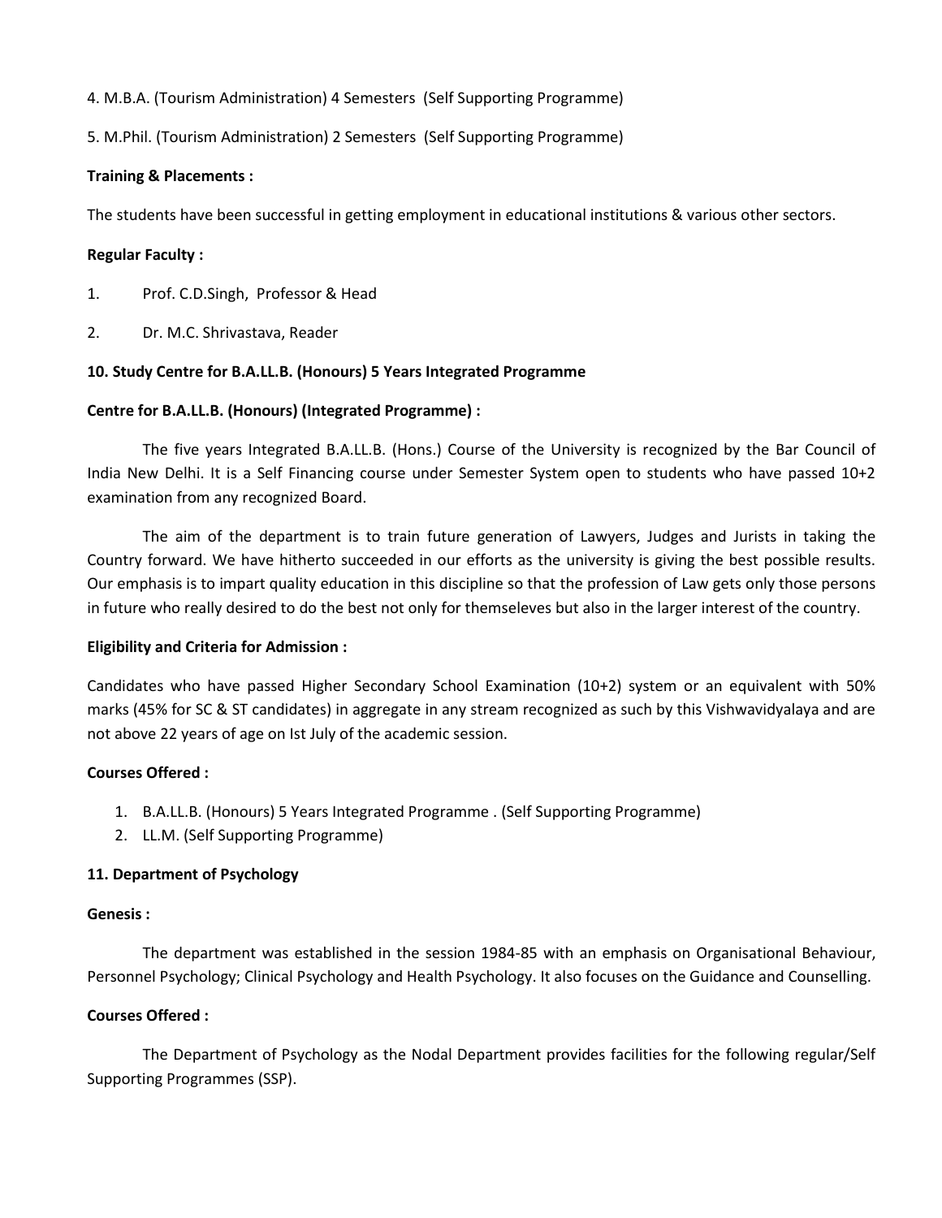4. M.B.A. (Tourism Administration) 4 Semesters (Self Supporting Programme)

5. M.Phil. (Tourism Administration) 2 Semesters (Self Supporting Programme)

**Training & Placements :**

The students have been successful in getting employment in educational institutions & various other sectors.

**Regular Faculty :**

1. Prof. C.D.Singh, Professor & Head
2. Dr. M.C. Shrivastava, Reader

**10. Study Centre for B.A.LL.B. (Honours) 5 Years Integrated Programme**

**Centre for B.A.LL.B. (Honours) (Integrated Programme) :**

The five years Integrated B.A.LL.B. (Hons.) Course of the University is recognized by the Bar Council of India New Delhi. It is a Self Financing course under Semester System open to students who have passed 10+2 examination from any recognized Board.

The aim of the department is to train future generation of Lawyers, Judges and Jurists in taking the Country forward. We have hitherto succeeded in our efforts as the university is giving the best possible results. Our emphasis is to impart quality education in this discipline so that the profession of Law gets only those persons in future who really desired to do the best not only for themseleves but also in the larger interest of the country.

**Eligibility and Criteria for Admission :**

Candidates who have passed Higher Secondary School Examination (10+2) system or an equivalent with 50% marks (45% for SC & ST candidates) in aggregate in any stream recognized as such by this Vishwavidyalaya and are not above 22 years of age on Ist July of the academic session.

**Courses Offered :**

1. B.A.LL.B. (Honours) 5 Years Integrated Programme . (Self Supporting Programme)
2. LL.M. (Self Supporting Programme)

**11. Department of Psychology**

**Genesis :**

The department was established in the session 1984-85 with an emphasis on Organisational Behaviour, Personnel Psychology; Clinical Psychology and Health Psychology. It also focuses on the Guidance and Counselling.

**Courses Offered :**

The Department of Psychology as the Nodal Department provides facilities for the following regular/Self Supporting Programmes (SSP).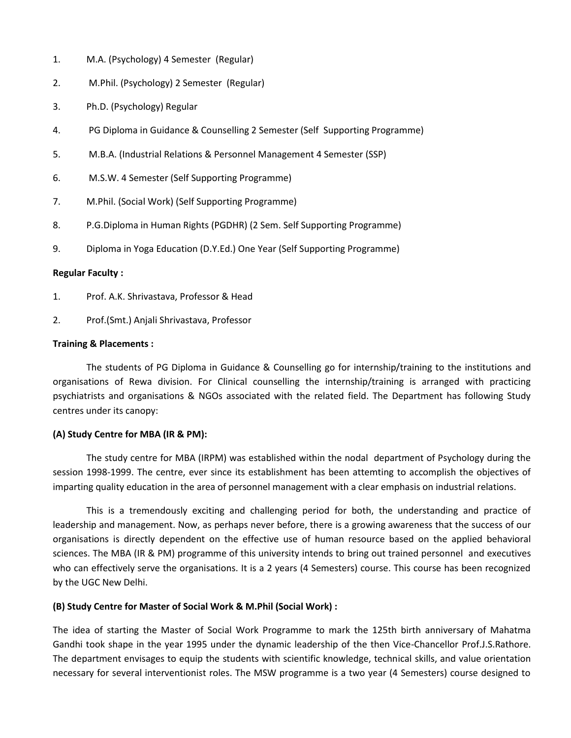1. M.A. (Psychology) 4 Semester (Regular)
2. M.Phil. (Psychology) 2 Semester (Regular)
3. Ph.D. (Psychology) Regular
4. PG Diploma in Guidance & Counselling 2 Semester (Self Supporting Programme)
5. M.B.A. (Industrial Relations & Personnel Management 4 Semester (SSP)
6. M.S.W. 4 Semester (Self Supporting Programme)
7. M.Phil. (Social Work) (Self Supporting Programme)
8. P.G.Diploma in Human Rights (PGDHR) (2 Sem. Self Supporting Programme)
9. Diploma in Yoga Education (D.Y.Ed.) One Year (Self Supporting Programme)

**Regular Faculty :**

1. Prof. A.K. Shrivastava, Professor & Head
2. Prof.(Smt.) Anjali Shrivastava, Professor

**Training & Placements :**

The students of PG Diploma in Guidance & Counselling go for internship/training to the institutions and organisations of Rewa division. For Clinical counselling the internship/training is arranged with practicing psychiatrists and organisations & NGOs associated with the related field. The Department has following Study centres under its canopy:

**(A) Study Centre for MBA (IR & PM):**

The study centre for MBA (IRPM) was established within the nodal department of Psychology during the session 1998-1999. The centre, ever since its establishment has been attemting to accomplish the objectives of imparting quality education in the area of personnel management with a clear emphasis on industrial relations.

This is a tremendously exciting and challenging period for both, the understanding and practice of leadership and management. Now, as perhaps never before, there is a growing awareness that the success of our organisations is directly dependent on the effective use of human resource based on the applied behavioral sciences. The MBA (IR & PM) programme of this university intends to bring out trained personnel and executives who can effectively serve the organisations. It is a 2 years (4 Semesters) course. This course has been recognized by the UGC New Delhi.

**(B) Study Centre for Master of Social Work & M.Phil (Social Work) :**

The idea of starting the Master of Social Work Programme to mark the 125th birth anniversary of Mahatma Gandhi took shape in the year 1995 under the dynamic leadership of the then Vice-Chancellor Prof.J.S.Rathore. The department envisages to equip the students with scientific knowledge, technical skills, and value orientation necessary for several interventionist roles. The MSW programme is a two year (4 Semesters) course designed to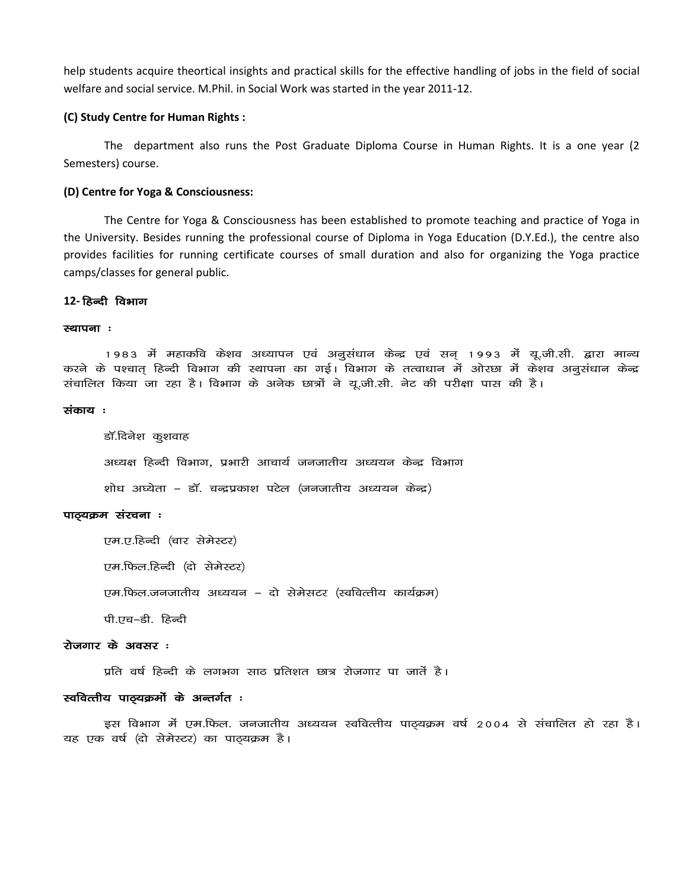help students acquire theortical insights and practical skills for the effective handling of jobs in the field of social welfare and social service. M.Phil. in Social Work was started in the year 2011-12.

**(C) Study Centre for Human Rights :**

The department also runs the Post Graduate Diploma Course in Human Rights. It is a one year (2 Semesters) course.

**(D) Centre for Yoga & Consciousness:**

The Centre for Yoga & Consciousness has been established to promote teaching and practice of Yoga in the University. Besides running the professional course of Diploma in Yoga Education (D.Y.Ed.), the centre also provides facilities for running certificate courses of small duration and also for organizing the Yoga practice camps/classes for general public.

**12- हिन्दी विभाग**

**स्थापना :**

1983 में महाकवि केशव अध्यापन एवं अनुसंधान केन्द्र एवं सन् 1993 में यू.जी.सी. द्वारा मान्य करने के पश्चात् हिन्दी विभाग की स्थापना का गई। विभाग के तत्वाधान में ओरछा में केशव अनुसंधान केन्द्र संचालित किया जा रहा है। विभाग के अनेक छात्रों ने यू.जी.सी. नेट की परीक्षा पास की है।

**संकाय :**

डॉ.दिनेश कुशवाह

अध्यक्ष हिन्दी विभाग, प्रभारी आचार्य जनजातीय अध्ययन केन्द्र विभाग

शोध अध्येता – डॉ. चन्द्रप्रकाश पटेल (जनजातीय अध्ययन केन्द्र)

**पाठ्यक्रम संरचना :**

एम.ए.हिन्दी (चार सेमेस्टर)

एम.फिल.हिन्दी (दो सेमेस्टर)

एम.फिल.जनजातीय अध्ययन – दो सेमेसटर (स्ववित्तीय कार्यक्रम)

पी.एच–डी. हिन्दी

**रोजगार के अवसर :**

प्रति वर्ष हिन्दी के लगभग साठ प्रतिशत छात्र रोजगार पा जातें है।

**स्ववित्तीय पाठ्यक्रमों के अन्तर्गत :**

इस विभाग में एम.फिल. जनजातीय अध्ययन स्ववित्तीय पाठ्यक्रम वर्ष 2004 से संचालित हो रहा है। यह एक वर्ष (दो सेमेस्टर) का पाठ्यक्रम है।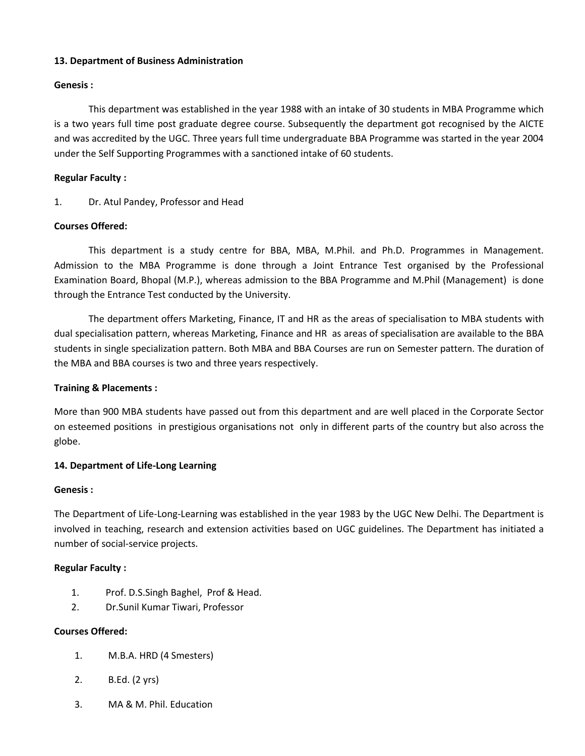## 13. Department of Business Administration

**Genesis :**

This department was established in the year 1988 with an intake of 30 students in MBA Programme which is a two years full time post graduate degree course. Subsequently the department got recognised by the AICTE and was accredited by the UGC. Three years full time undergraduate BBA Programme was started in the year 2004 under the Self Supporting Programmes with a sanctioned intake of 60 students.

**Regular Faculty :**

1. Dr. Atul Pandey, Professor and Head

**Courses Offered:**

This department is a study centre for BBA, MBA, M.Phil. and Ph.D. Programmes in Management. Admission to the MBA Programme is done through a Joint Entrance Test organised by the Professional Examination Board, Bhopal (M.P.), whereas admission to the BBA Programme and M.Phil (Management) is done through the Entrance Test conducted by the University.

The department offers Marketing, Finance, IT and HR as the areas of specialisation to MBA students with dual specialisation pattern, whereas Marketing, Finance and HR as areas of specialisation are available to the BBA students in single specialization pattern. Both MBA and BBA Courses are run on Semester pattern. The duration of the MBA and BBA courses is two and three years respectively.

**Training & Placements :**

More than 900 MBA students have passed out from this department and are well placed in the Corporate Sector on esteemed positions in prestigious organisations not only in different parts of the country but also across the globe.

## 14. Department of Life-Long Learning

**Genesis :**

The Department of Life-Long-Learning was established in the year 1983 by the UGC New Delhi. The Department is involved in teaching, research and extension activities based on UGC guidelines. The Department has initiated a number of social-service projects.

**Regular Faculty :**

1. Prof. D.S.Singh Baghel, Prof & Head.
2. Dr.Sunil Kumar Tiwari, Professor

**Courses Offered:**

1. M.B.A. HRD (4 Smesters)
2. B.Ed. (2 yrs)
3. MA & M. Phil. Education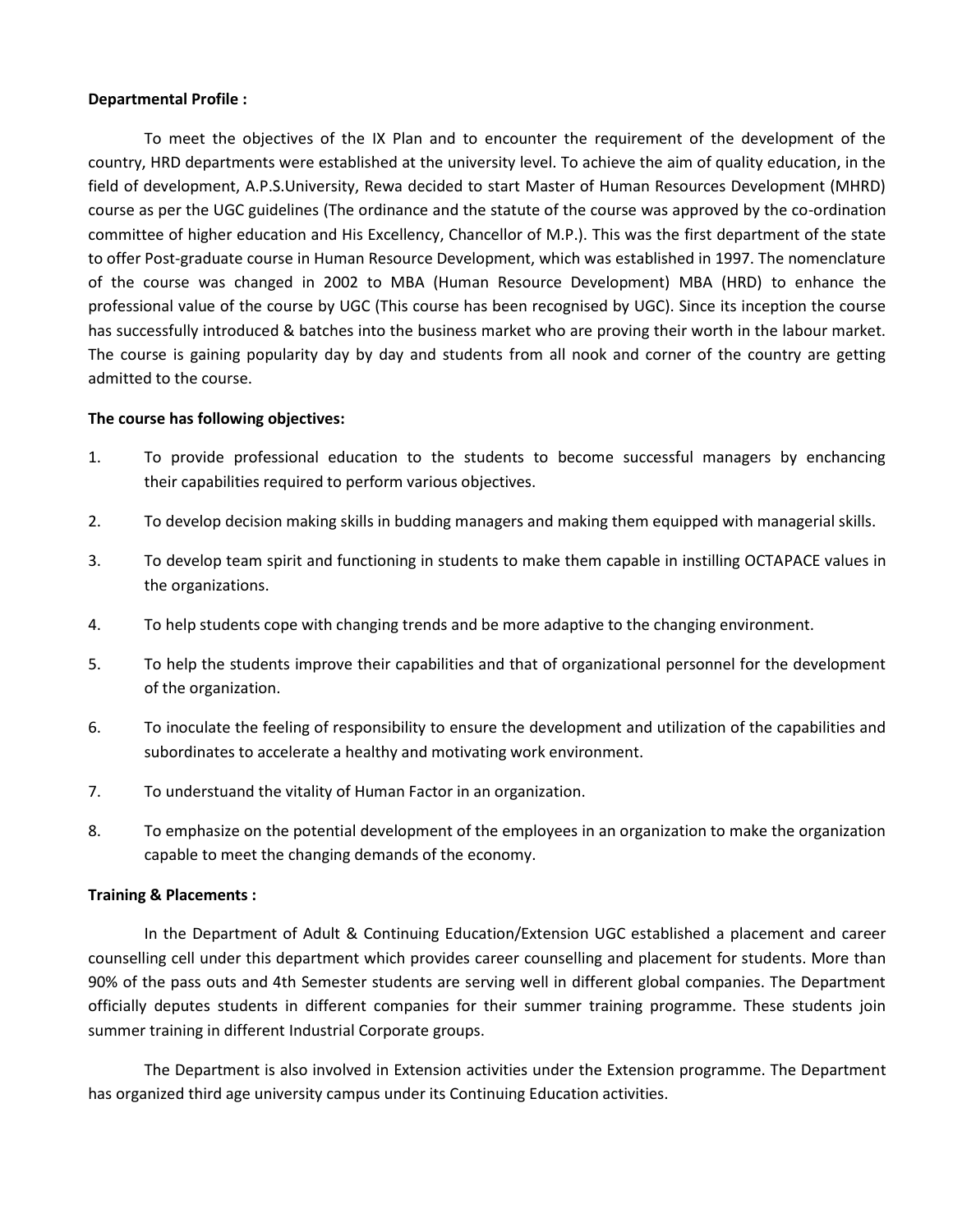**Departmental Profile :**

To meet the objectives of the IX Plan and to encounter the requirement of the development of the country, HRD departments were established at the university level. To achieve the aim of quality education, in the field of development, A.P.S.University, Rewa decided to start Master of Human Resources Development (MHRD) course as per the UGC guidelines (The ordinance and the statute of the course was approved by the co-ordination committee of higher education and His Excellency, Chancellor of M.P.). This was the first department of the state to offer Post-graduate course in Human Resource Development, which was established in 1997. The nomenclature of the course was changed in 2002 to MBA (Human Resource Development) MBA (HRD) to enhance the professional value of the course by UGC (This course has been recognised by UGC). Since its inception the course has successfully introduced & batches into the business market who are proving their worth in the labour market. The course is gaining popularity day by day and students from all nook and corner of the country are getting admitted to the course.

**The course has following objectives:**

1. To provide professional education to the students to become successful managers by enchancing their capabilities required to perform various objectives.
2. To develop decision making skills in budding managers and making them equipped with managerial skills.
3. To develop team spirit and functioning in students to make them capable in instilling OCTAPACE values in the organizations.
4. To help students cope with changing trends and be more adaptive to the changing environment.
5. To help the students improve their capabilities and that of organizational personnel for the development of the organization.
6. To inoculate the feeling of responsibility to ensure the development and utilization of the capabilities and subordinates to accelerate a healthy and motivating work environment.
7. To understuand the vitality of Human Factor in an organization.
8. To emphasize on the potential development of the employees in an organization to make the organization capable to meet the changing demands of the economy.

**Training & Placements :**

In the Department of Adult & Continuing Education/Extension UGC established a placement and career counselling cell under this department which provides career counselling and placement for students. More than 90% of the pass outs and 4th Semester students are serving well in different global companies. The Department officially deputes students in different companies for their summer training programme. These students join summer training in different Industrial Corporate groups.

The Department is also involved in Extension activities under the Extension programme. The Department has organized third age university campus under its Continuing Education activities.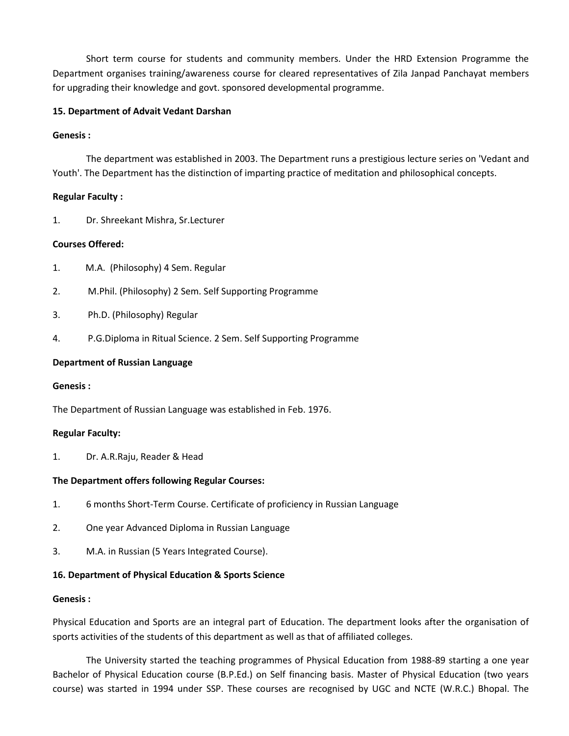Short term course for students and community members. Under the HRD Extension Programme the Department organises training/awareness course for cleared representatives of Zila Janpad Panchayat members for upgrading their knowledge and govt. sponsored developmental programme.

**15. Department of Advait Vedant Darshan**

**Genesis :**

The department was established in 2003. The Department runs a prestigious lecture series on 'Vedant and Youth'. The Department has the distinction of imparting practice of meditation and philosophical concepts.

**Regular Faculty :**

1. Dr. Shreekant Mishra, Sr.Lecturer

**Courses Offered:**

1. M.A. (Philosophy) 4 Sem. Regular
2. M.Phil. (Philosophy) 2 Sem. Self Supporting Programme
3. Ph.D. (Philosophy) Regular
4. P.G.Diploma in Ritual Science. 2 Sem. Self Supporting Programme

**Department of Russian Language**

**Genesis :**

The Department of Russian Language was established in Feb. 1976.

**Regular Faculty:**

1. Dr. A.R.Raju, Reader & Head

**The Department offers following Regular Courses:**

1. 6 months Short-Term Course. Certificate of proficiency in Russian Language
2. One year Advanced Diploma in Russian Language
3. M.A. in Russian (5 Years Integrated Course).

**16. Department of Physical Education & Sports Science**

**Genesis :**

Physical Education and Sports are an integral part of Education. The department looks after the organisation of sports activities of the students of this department as well as that of affiliated colleges.

The University started the teaching programmes of Physical Education from 1988-89 starting a one year Bachelor of Physical Education course (B.P.Ed.) on Self financing basis. Master of Physical Education (two years course) was started in 1994 under SSP. These courses are recognised by UGC and NCTE (W.R.C.) Bhopal. The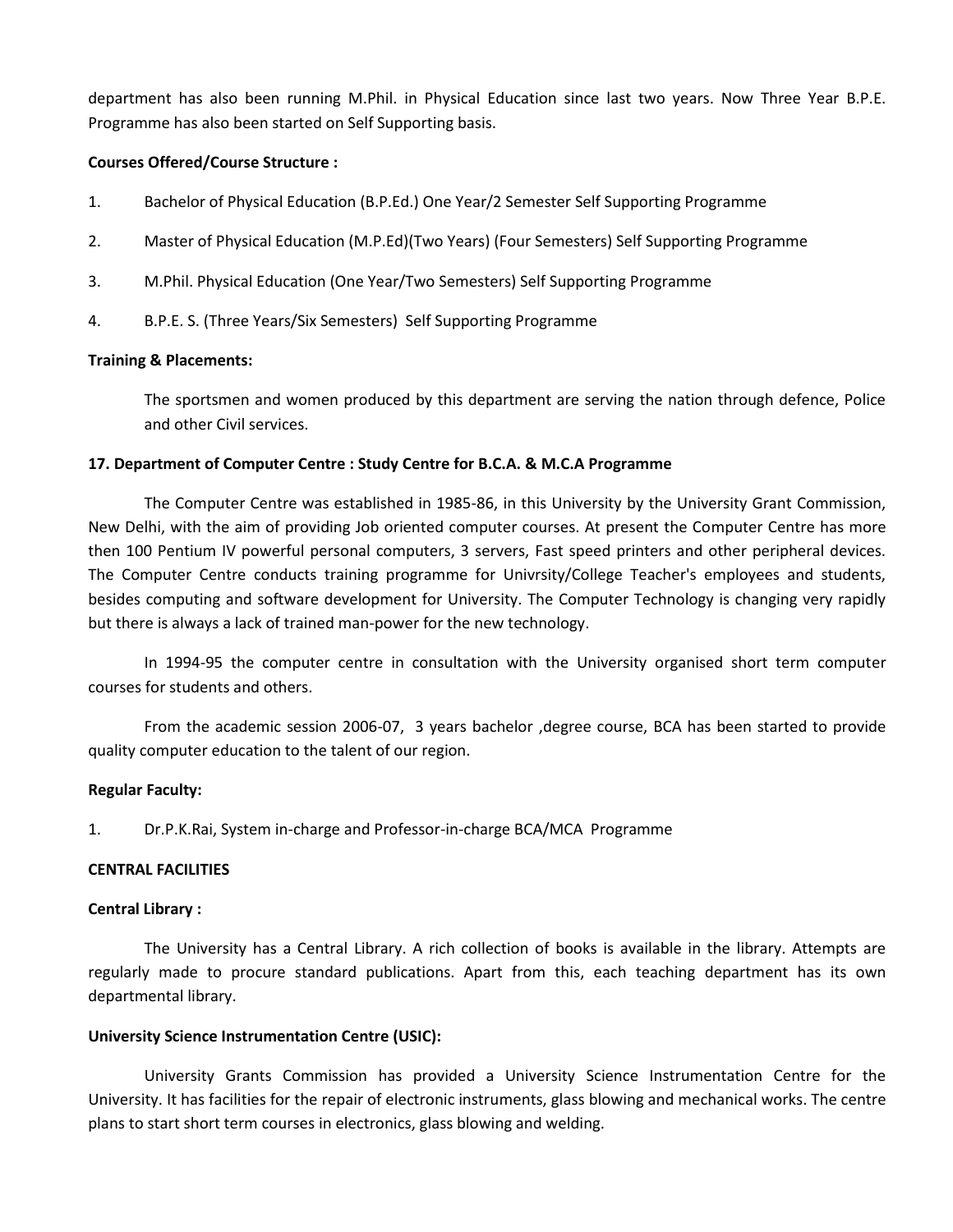department has also been running M.Phil. in Physical Education since last two years. Now Three Year B.P.E. Programme has also been started on Self Supporting basis.

**Courses Offered/Course Structure :**

1. Bachelor of Physical Education (B.P.Ed.) One Year/2 Semester Self Supporting Programme
2. Master of Physical Education (M.P.Ed)(Two Years) (Four Semesters) Self Supporting Programme
3. M.Phil. Physical Education (One Year/Two Semesters) Self Supporting Programme
4. B.P.E. S. (Three Years/Six Semesters) Self Supporting Programme

**Training & Placements:**

The sportsmen and women produced by this department are serving the nation through defence, Police and other Civil services.

**17. Department of Computer Centre : Study Centre for B.C.A. & M.C.A Programme**

The Computer Centre was established in 1985-86, in this University by the University Grant Commission, New Delhi, with the aim of providing Job oriented computer courses. At present the Computer Centre has more then 100 Pentium IV powerful personal computers, 3 servers, Fast speed printers and other peripheral devices. The Computer Centre conducts training programme for Univrsity/College Teacher's employees and students, besides computing and software development for University. The Computer Technology is changing very rapidly but there is always a lack of trained man-power for the new technology.

In 1994-95 the computer centre in consultation with the University organised short term computer courses for students and others.

From the academic session 2006-07, 3 years bachelor ,degree course, BCA has been started to provide quality computer education to the talent of our region.

**Regular Faculty:**

1. Dr.P.K.Rai, System in-charge and Professor-in-charge BCA/MCA Programme

**CENTRAL FACILITIES**

**Central Library :**

The University has a Central Library. A rich collection of books is available in the library. Attempts are regularly made to procure standard publications. Apart from this, each teaching department has its own departmental library.

**University Science Instrumentation Centre (USIC):**

University Grants Commission has provided a University Science Instrumentation Centre for the University. It has facilities for the repair of electronic instruments, glass blowing and mechanical works. The centre plans to start short term courses in electronics, glass blowing and welding.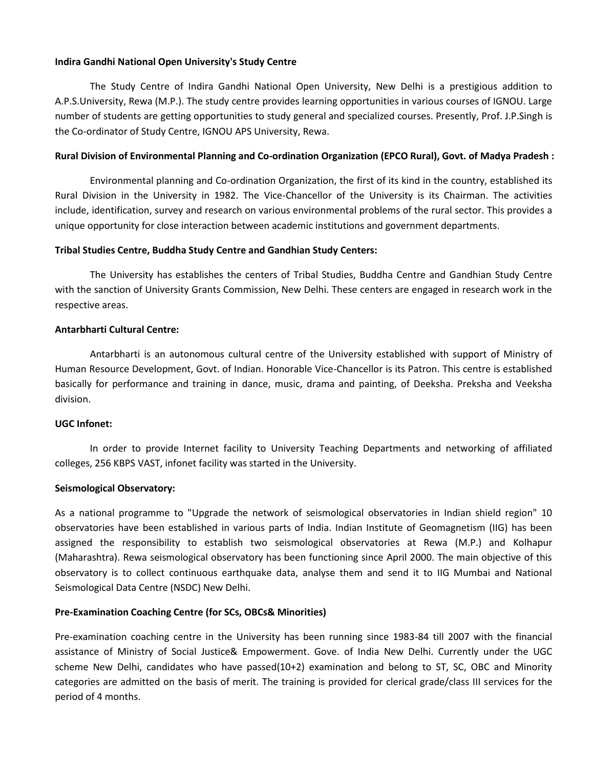**Indira Gandhi National Open University's Study Centre**

The Study Centre of Indira Gandhi National Open University, New Delhi is a prestigious addition to A.P.S.University, Rewa (M.P.). The study centre provides learning opportunities in various courses of IGNOU. Large number of students are getting opportunities to study general and specialized courses. Presently, Prof. J.P.Singh is the Co-ordinator of Study Centre, IGNOU APS University, Rewa.

**Rural Division of Environmental Planning and Co-ordination Organization (EPCO Rural), Govt. of Madya Pradesh :**

Environmental planning and Co-ordination Organization, the first of its kind in the country, established its Rural Division in the University in 1982. The Vice-Chancellor of the University is its Chairman. The activities include, identification, survey and research on various environmental problems of the rural sector. This provides a unique opportunity for close interaction between academic institutions and government departments.

**Tribal Studies Centre, Buddha Study Centre and Gandhian Study Centers:**

The University has establishes the centers of Tribal Studies, Buddha Centre and Gandhian Study Centre with the sanction of University Grants Commission, New Delhi. These centers are engaged in research work in the respective areas.

**Antarbharti Cultural Centre:**

Antarbharti is an autonomous cultural centre of the University established with support of Ministry of Human Resource Development, Govt. of Indian. Honorable Vice-Chancellor is its Patron. This centre is established basically for performance and training in dance, music, drama and painting, of Deeksha. Preksha and Veeksha division.

**UGC Infonet:**

In order to provide Internet facility to University Teaching Departments and networking of affiliated colleges, 256 KBPS VAST, infonet facility was started in the University.

**Seismological Observatory:**

As a national programme to "Upgrade the network of seismological observatories in Indian shield region" 10 observatories have been established in various parts of India. Indian Institute of Geomagnetism (IIG) has been assigned the responsibility to establish two seismological observatories at Rewa (M.P.) and Kolhapur (Maharashtra). Rewa seismological observatory has been functioning since April 2000. The main objective of this observatory is to collect continuous earthquake data, analyse them and send it to IIG Mumbai and National Seismological Data Centre (NSDC) New Delhi.

**Pre-Examination Coaching Centre (for SCs, OBCs& Minorities)**

Pre-examination coaching centre in the University has been running since 1983-84 till 2007 with the financial assistance of Ministry of Social Justice& Empowerment. Gove. of India New Delhi. Currently under the UGC scheme New Delhi, candidates who have passed(10+2) examination and belong to ST, SC, OBC and Minority categories are admitted on the basis of merit. The training is provided for clerical grade/class III services for the period of 4 months.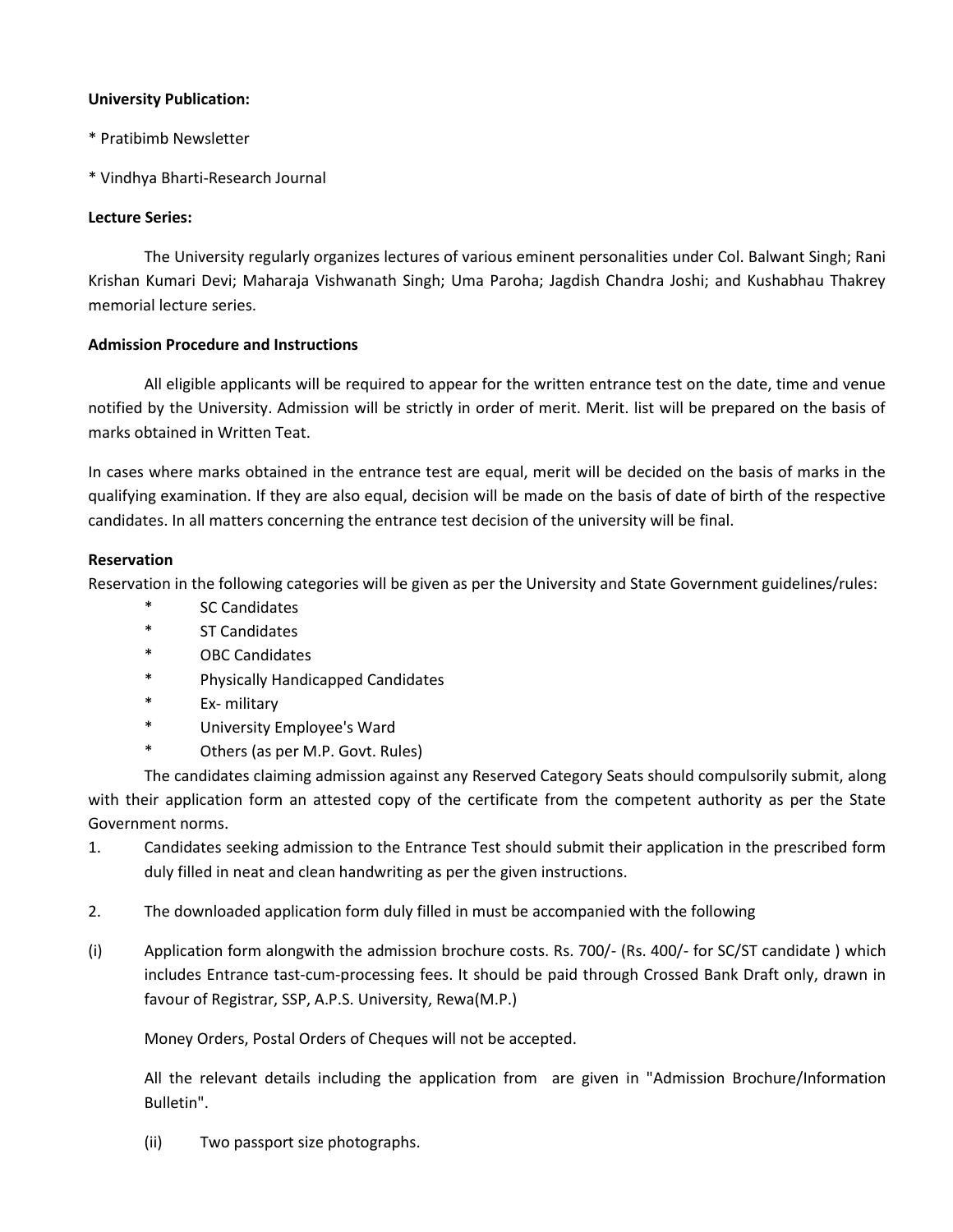**University Publication:**

* Pratibimb Newsletter

* Vindhya Bharti-Research Journal

**Lecture Series:**

The University regularly organizes lectures of various eminent personalities under Col. Balwant Singh; Rani Krishan Kumari Devi; Maharaja Vishwanath Singh; Uma Paroha; Jagdish Chandra Joshi; and Kushabhau Thakrey memorial lecture series.

**Admission Procedure and Instructions**

All eligible applicants will be required to appear for the written entrance test on the date, time and venue notified by the University. Admission will be strictly in order of merit. Merit. list will be prepared on the basis of marks obtained in Written Teat.

In cases where marks obtained in the entrance test are equal, merit will be decided on the basis of marks in the qualifying examination. If they are also equal, decision will be made on the basis of date of birth of the respective candidates. In all matters concerning the entrance test decision of the university will be final.

**Reservation**

Reservation in the following categories will be given as per the University and State Government guidelines/rules:

* SC Candidates
* ST Candidates
* OBC Candidates
* Physically Handicapped Candidates
* Ex- military
* University Employee's Ward
* Others (as per M.P. Govt. Rules)

The candidates claiming admission against any Reserved Category Seats should compulsorily submit, along with their application form an attested copy of the certificate from the competent authority as per the State Government norms.

1. Candidates seeking admission to the Entrance Test should submit their application in the prescribed form duly filled in neat and clean handwriting as per the given instructions.

2. The downloaded application form duly filled in must be accompanied with the following

(i) Application form alongwith the admission brochure costs. Rs. 700/- (Rs. 400/- for SC/ST candidate ) which includes Entrance tast-cum-processing fees. It should be paid through Crossed Bank Draft only, drawn in favour of Registrar, SSP, A.P.S. University, Rewa(M.P.)

Money Orders, Postal Orders of Cheques will not be accepted.

All the relevant details including the application from are given in "Admission Brochure/Information Bulletin".

(ii) Two passport size photographs.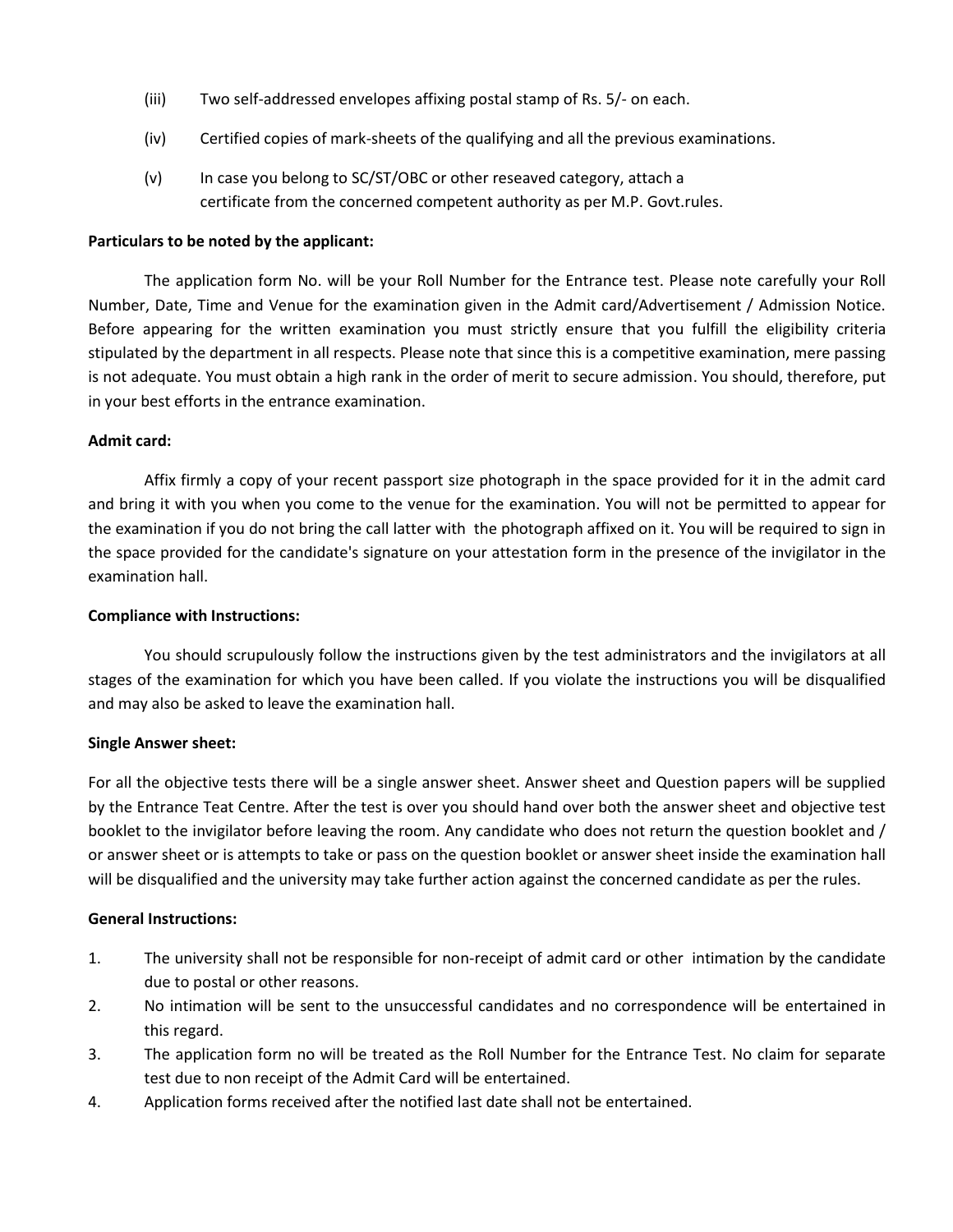(iii) Two self-addressed envelopes affixing postal stamp of Rs. 5/- on each.

(iv) Certified copies of mark-sheets of the qualifying and all the previous examinations.

(v) In case you belong to SC/ST/OBC or other reseaved category, attach a certificate from the concerned competent authority as per M.P. Govt.rules.

**Particulars to be noted by the applicant:**

The application form No. will be your Roll Number for the Entrance test. Please note carefully your Roll Number, Date, Time and Venue for the examination given in the Admit card/Advertisement / Admission Notice. Before appearing for the written examination you must strictly ensure that you fulfill the eligibility criteria stipulated by the department in all respects. Please note that since this is a competitive examination, mere passing is not adequate. You must obtain a high rank in the order of merit to secure admission. You should, therefore, put in your best efforts in the entrance examination.

**Admit card:**

Affix firmly a copy of your recent passport size photograph in the space provided for it in the admit card and bring it with you when you come to the venue for the examination. You will not be permitted to appear for the examination if you do not bring the call latter with the photograph affixed on it. You will be required to sign in the space provided for the candidate's signature on your attestation form in the presence of the invigilator in the examination hall.

**Compliance with Instructions:**

You should scrupulously follow the instructions given by the test administrators and the invigilators at all stages of the examination for which you have been called. If you violate the instructions you will be disqualified and may also be asked to leave the examination hall.

**Single Answer sheet:**

For all the objective tests there will be a single answer sheet. Answer sheet and Question papers will be supplied by the Entrance Teat Centre. After the test is over you should hand over both the answer sheet and objective test booklet to the invigilator before leaving the room. Any candidate who does not return the question booklet and / or answer sheet or is attempts to take or pass on the question booklet or answer sheet inside the examination hall will be disqualified and the university may take further action against the concerned candidate as per the rules.

**General Instructions:**

1. The university shall not be responsible for non-receipt of admit card or other intimation by the candidate due to postal or other reasons.
2. No intimation will be sent to the unsuccessful candidates and no correspondence will be entertained in this regard.
3. The application form no will be treated as the Roll Number for the Entrance Test. No claim for separate test due to non receipt of the Admit Card will be entertained.
4. Application forms received after the notified last date shall not be entertained.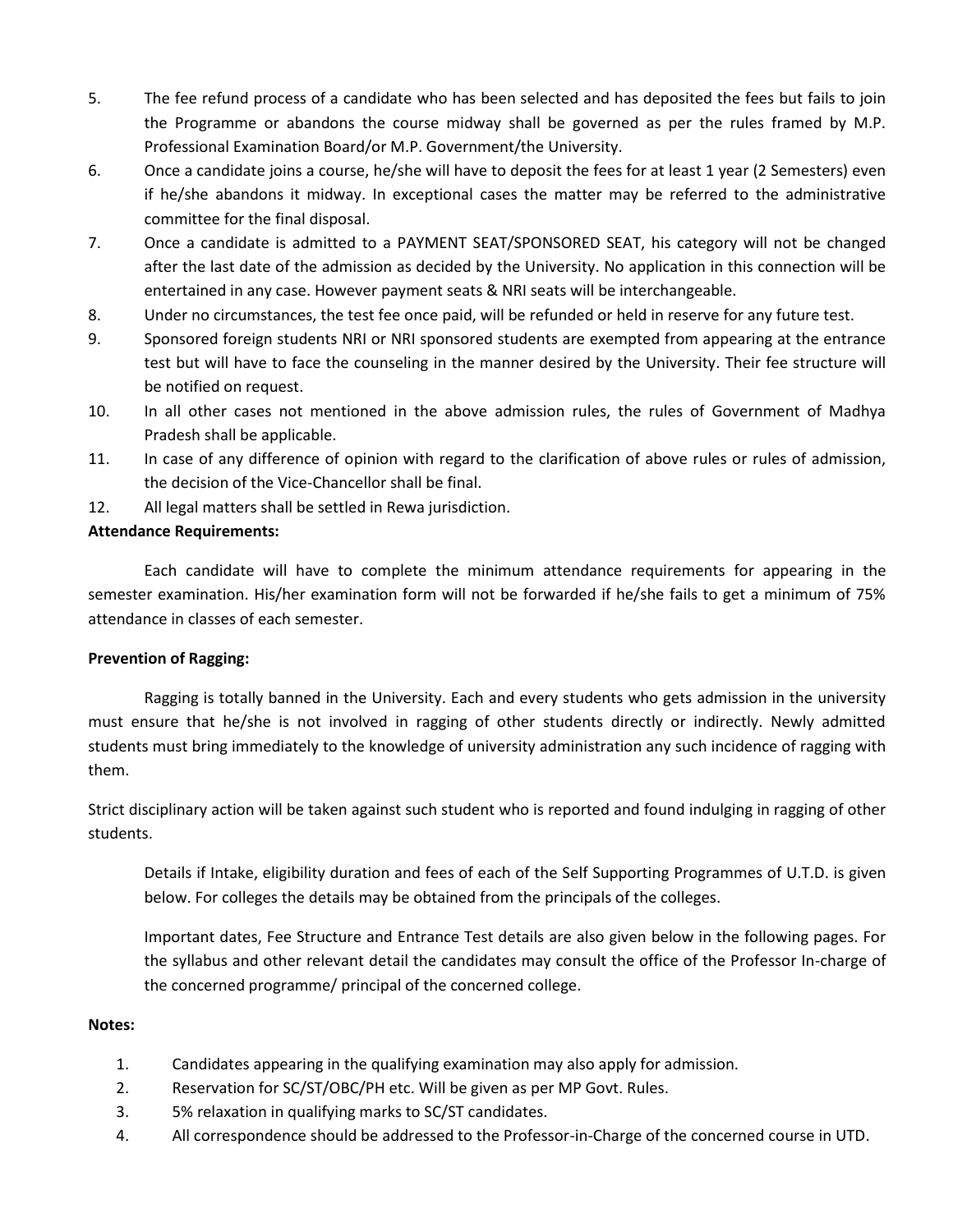5. The fee refund process of a candidate who has been selected and has deposited the fees but fails to join the Programme or abandons the course midway shall be governed as per the rules framed by M.P. Professional Examination Board/or M.P. Government/the University.
6. Once a candidate joins a course, he/she will have to deposit the fees for at least 1 year (2 Semesters) even if he/she abandons it midway. In exceptional cases the matter may be referred to the administrative committee for the final disposal.
7. Once a candidate is admitted to a PAYMENT SEAT/SPONSORED SEAT, his category will not be changed after the last date of the admission as decided by the University. No application in this connection will be entertained in any case. However payment seats & NRI seats will be interchangeable.
8. Under no circumstances, the test fee once paid, will be refunded or held in reserve for any future test.
9. Sponsored foreign students NRI or NRI sponsored students are exempted from appearing at the entrance test but will have to face the counseling in the manner desired by the University. Their fee structure will be notified on request.
10. In all other cases not mentioned in the above admission rules, the rules of Government of Madhya Pradesh shall be applicable.
11. In case of any difference of opinion with regard to the clarification of above rules or rules of admission, the decision of the Vice-Chancellor shall be final.
12. All legal matters shall be settled in Rewa jurisdiction.

**Attendance Requirements:**

Each candidate will have to complete the minimum attendance requirements for appearing in the semester examination. His/her examination form will not be forwarded if he/she fails to get a minimum of 75% attendance in classes of each semester.

**Prevention of Ragging:**

Ragging is totally banned in the University. Each and every students who gets admission in the university must ensure that he/she is not involved in ragging of other students directly or indirectly. Newly admitted students must bring immediately to the knowledge of university administration any such incidence of ragging with them.

Strict disciplinary action will be taken against such student who is reported and found indulging in ragging of other students.

Details if Intake, eligibility duration and fees of each of the Self Supporting Programmes of U.T.D. is given below. For colleges the details may be obtained from the principals of the colleges.

Important dates, Fee Structure and Entrance Test details are also given below in the following pages. For the syllabus and other relevant detail the candidates may consult the office of the Professor In-charge of the concerned programme/ principal of the concerned college.

**Notes:**

1. Candidates appearing in the qualifying examination may also apply for admission.
2. Reservation for SC/ST/OBC/PH etc. Will be given as per MP Govt. Rules.
3. 5% relaxation in qualifying marks to SC/ST candidates.
4. All correspondence should be addressed to the Professor-in-Charge of the concerned course in UTD.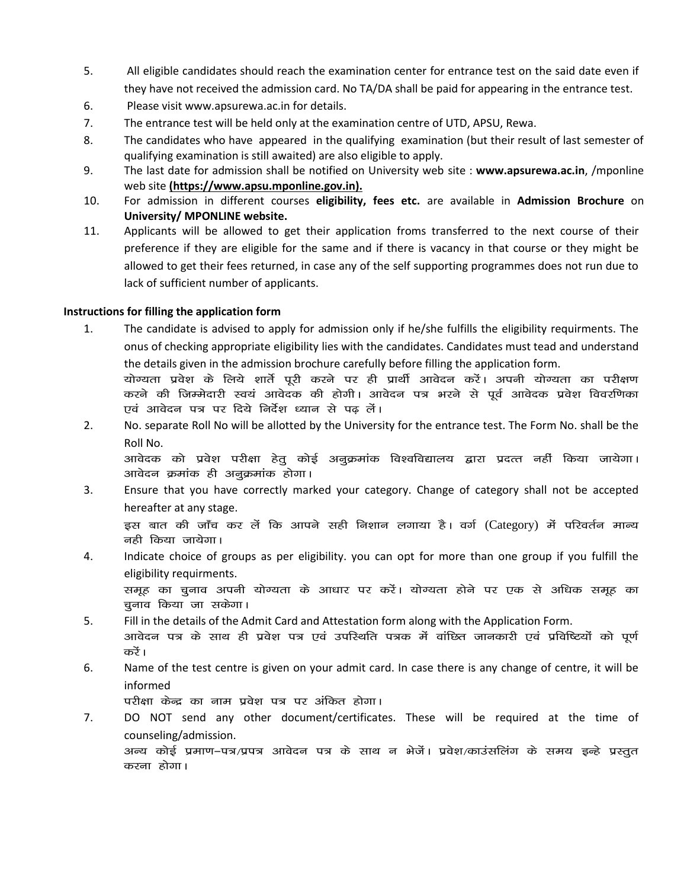5. All eligible candidates should reach the examination center for entrance test on the said date even if they have not received the admission card. No TA/DA shall be paid for appearing in the entrance test.
6. Please visit www.apsurewa.ac.in for details.
7. The entrance test will be held only at the examination centre of UTD, APSU, Rewa.
8. The candidates who have appeared in the qualifying examination (but their result of last semester of qualifying examination is still awaited) are also eligible to apply.
9. The last date for admission shall be notified on University web site : **www.apsurewa.ac.in**, /mponline web site **(https://www.apsu.mponline.gov.in).**
10. For admission in different courses **eligibility, fees etc.** are available in **Admission Brochure** on **University/ MPONLINE website.**
11. Applicants will be allowed to get their application froms transferred to the next course of their preference if they are eligible for the same and if there is vacancy in that course or they might be allowed to get their fees returned, in case any of the self supporting programmes does not run due to lack of sufficient number of applicants.

**Instructions for filling the application form**

1. The candidate is advised to apply for admission only if he/she fulfills the eligibility requirments. The onus of checking appropriate eligibility lies with the candidates. Candidates must tead and understand the details given in the admission brochure carefully before filling the application form.
   योग्यता प्रवेश के लिये शर्तें पूरी करने पर ही प्रार्थी आवेदन करें। अपनी योग्यता का परीक्षण करने की जिम्मेदारी स्वयं आवेदक की होगी। आवेदन पत्र भरने से पूर्व आवेदक प्रवेश विवरणिका एवं आवेदन पत्र पर दिये निर्देश ध्यान से पढ़ लें।
2. No. separate Roll No will be allotted by the University for the entrance test. The Form No. shall be the Roll No.
   आवेदक को प्रवेश परीक्षा हेतु कोई अनुक्रमांक विश्वविद्यालय द्वारा प्रदत्त नहीं किया जायेगा। आवेदन क्रमांक ही अनुक्रमांक होगा।
3. Ensure that you have correctly marked your category. Change of category shall not be accepted hereafter at any stage.
   इस बात की जाँच कर लें कि आपने सही निशान लगाया है। वर्ग (Category) में परिवर्तन मान्य नही किया जायेगा।
4. Indicate choice of groups as per eligibility. you can opt for more than one group if you fulfill the eligibility requirments.
   समूह का चुनाव अपनी योग्यता के आधार पर करें। योग्यता होने पर एक से अधिक समूह का चुनाव किया जा सकेगा।
5. Fill in the details of the Admit Card and Attestation form along with the Application Form.
   आवेदन पत्र के साथ ही प्रवेश पत्र एवं उपस्थिति पत्रक में वांछित जानकारी एवं प्रविष्टियों को पूर्ण करें।
6. Name of the test centre is given on your admit card. In case there is any change of centre, it will be informed
   परीक्षा केन्द्र का नाम प्रवेश पत्र पर अंकित होगा।
7. DO NOT send any other document/certificates. These will be required at the time of counseling/admission.
   अन्य कोई प्रमाण–पत्र/प्रपत्र आवेदन पत्र के साथ न भेजें। प्रवेश/काउंसलिंग के समय इन्हे प्रस्तुत करना होगा।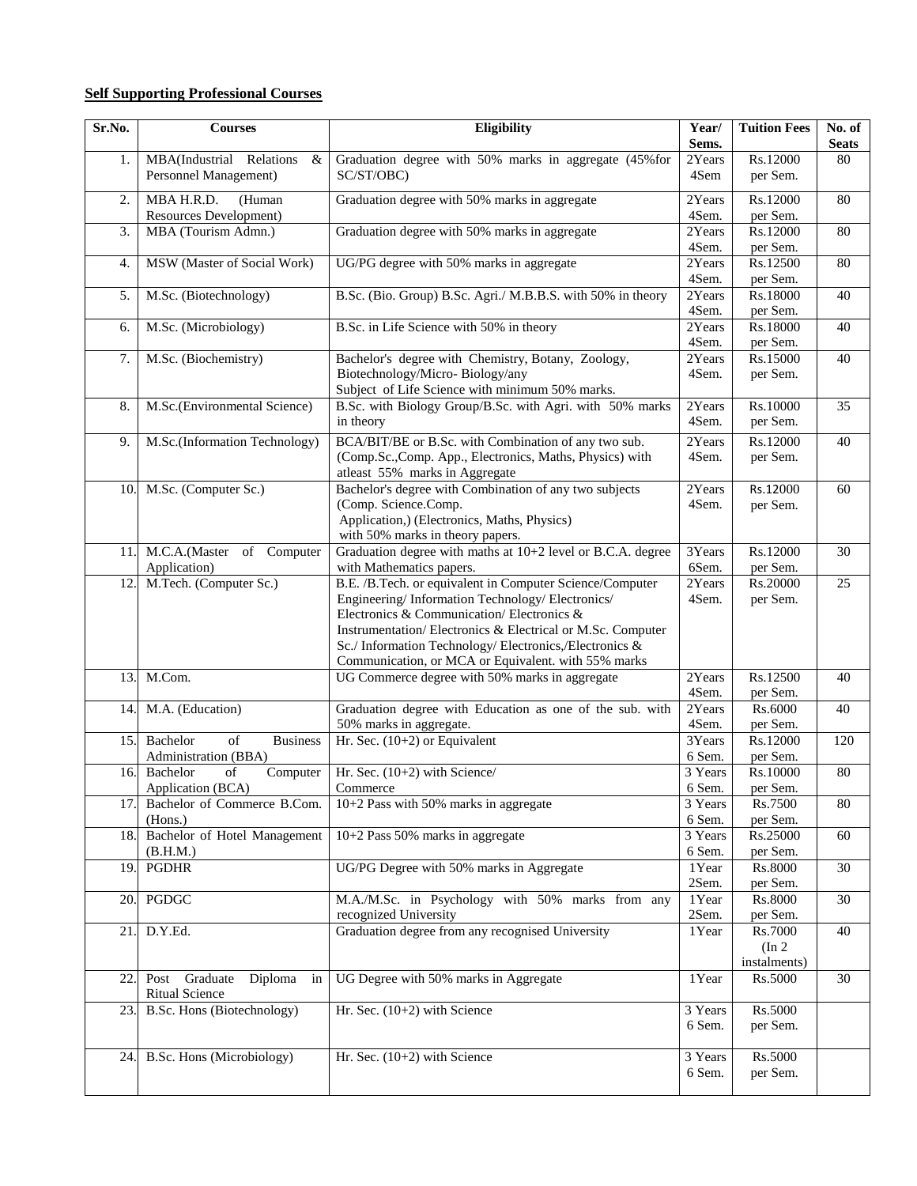**Self Supporting Professional Courses**

| Sr.No. | Courses | Eligibility | Year/ Sems. | Tuition Fees | No. of Seats |
|---|---|---|---|---|---|
| 1. | MBA(Industrial Relations & Personnel Management) | Graduation degree with 50% marks in aggregate (45%for SC/ST/OBC) | 2Years 4Sem | Rs.12000 per Sem. | 80 |
| 2. | MBA H.R.D. (Human Resources Development) | Graduation degree with 50% marks in aggregate | 2Years 4Sem. | Rs.12000 per Sem. | 80 |
| 3. | MBA (Tourism Admn.) | Graduation degree with 50% marks in aggregate | 2Years 4Sem. | Rs.12000 per Sem. | 80 |
| 4. | MSW (Master of Social Work) | UG/PG degree with 50% marks in aggregate | 2Years 4Sem. | Rs.12500 per Sem. | 80 |
| 5. | M.Sc. (Biotechnology) | B.Sc. (Bio. Group) B.Sc. Agri./ M.B.B.S. with 50% in theory | 2Years 4Sem. | Rs.18000 per Sem. | 40 |
| 6. | M.Sc. (Microbiology) | B.Sc. in Life Science with 50% in theory | 2Years 4Sem. | Rs.18000 per Sem. | 40 |
| 7. | M.Sc. (Biochemistry) | Bachelor's degree with Chemistry, Botany, Zoology, Biotechnology/Micro- Biology/any Subject of Life Science with minimum 50% marks. | 2Years 4Sem. | Rs.15000 per Sem. | 40 |
| 8. | M.Sc.(Environmental Science) | B.Sc. with Biology Group/B.Sc. with Agri. with 50% marks in theory | 2Years 4Sem. | Rs.10000 per Sem. | 35 |
| 9. | M.Sc.(Information Technology) | BCA/BIT/BE or B.Sc. with Combination of any two sub. (Comp.Sc.,Comp. App., Electronics, Maths, Physics) with atleast 55% marks in Aggregate | 2Years 4Sem. | Rs.12000 per Sem. | 40 |
| 10. | M.Sc. (Computer Sc.) | Bachelor's degree with Combination of any two subjects (Comp. Science.Comp. Application,) (Electronics, Maths, Physics) with 50% marks in theory papers. | 2Years 4Sem. | Rs.12000 per Sem. | 60 |
| 11. | M.C.A.(Master of Computer Application) | Graduation degree with maths at 10+2 level or B.C.A. degree with Mathematics papers. | 3Years 6Sem. | Rs.12000 per Sem. | 30 |
| 12. | M.Tech. (Computer Sc.) | B.E. /B.Tech. or equivalent in Computer Science/Computer Engineering/ Information Technology/ Electronics/ Electronics & Communication/ Electronics & Instrumentation/ Electronics & Electrical or M.Sc. Computer Sc./ Information Technology/ Electronics,/Electronics & Communication, or MCA or Equivalent. with 55% marks | 2Years 4Sem. | Rs.20000 per Sem. | 25 |
| 13. | M.Com. | UG Commerce degree with 50% marks in aggregate | 2Years 4Sem. | Rs.12500 per Sem. | 40 |
| 14. | M.A. (Education) | Graduation degree with Education as one of the sub. with 50% marks in aggregate. | 2Years 4Sem. | Rs.6000 per Sem. | 40 |
| 15. | Bachelor of Business Administration (BBA) | Hr. Sec. (10+2) or Equivalent | 3Years 6 Sem. | Rs.12000 per Sem. | 120 |
| 16. | Bachelor of Computer Application (BCA) | Hr. Sec. (10+2) with Science/ Commerce | 3 Years 6 Sem. | Rs.10000 per Sem. | 80 |
| 17. | Bachelor of Commerce B.Com. (Hons.) | 10+2 Pass with 50% marks in aggregate | 3 Years 6 Sem. | Rs.7500 per Sem. | 80 |
| 18. | Bachelor of Hotel Management (B.H.M.) | 10+2 Pass 50% marks in aggregate | 3 Years 6 Sem. | Rs.25000 per Sem. | 60 |
| 19. | PGDHR | UG/PG Degree with 50% marks in Aggregate | 1Year 2Sem. | Rs.8000 per Sem. | 30 |
| 20. | PGDGC | M.A./M.Sc. in Psychology with 50% marks from any recognized University | 1Year 2Sem. | Rs.8000 per Sem. | 30 |
| 21. | D.Y.Ed. | Graduation degree from any recognised University | 1Year | Rs.7000 (In 2 instalments) | 40 |
| 22. | Post Graduate Diploma in Ritual Science | UG Degree with 50% marks in Aggregate | 1Year | Rs.5000 | 30 |
| 23. | B.Sc. Hons (Biotechnology) | Hr. Sec. (10+2) with Science | 3 Years 6 Sem. | Rs.5000 per Sem. | |
| 24. | B.Sc. Hons (Microbiology) | Hr. Sec. (10+2) with Science | 3 Years 6 Sem. | Rs.5000 per Sem. | |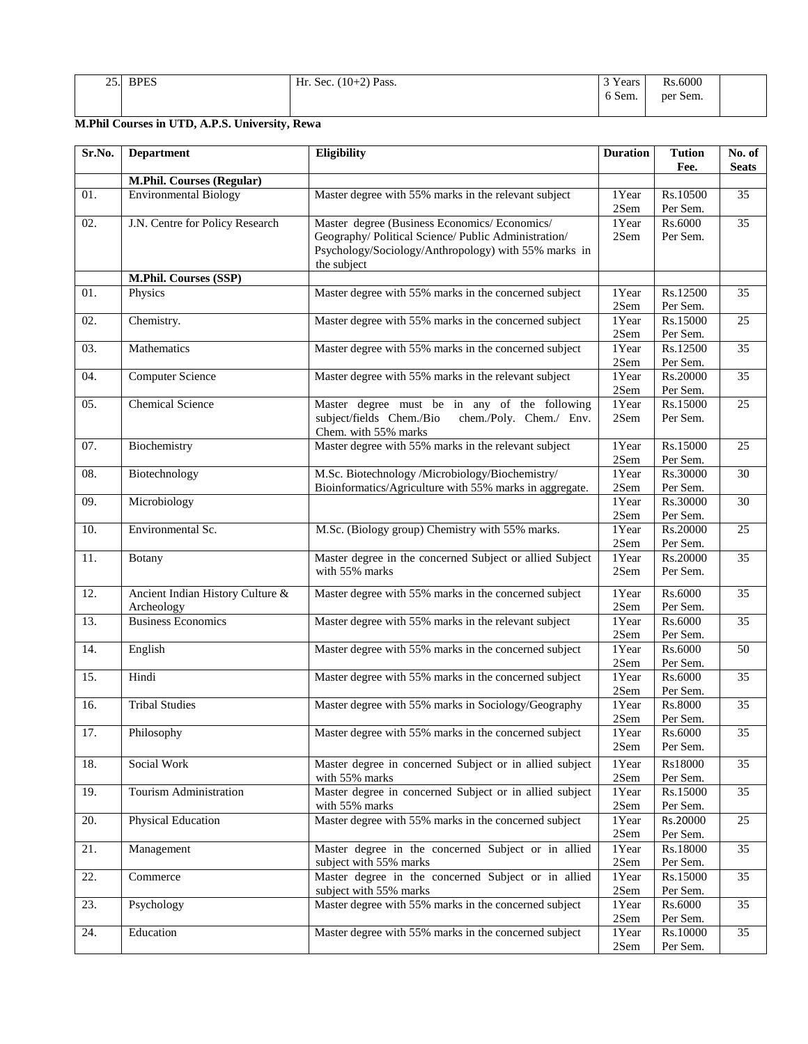| 25. | BPES | Hr. Sec. (10+2) Pass. | 3 Years 6 Sem. | Rs.6000 per Sem. | |
|---|---|---|---|---|---|

**M.Phil Courses in UTD, A.P.S. University, Rewa**

| Sr.No. | Department | Eligibility | Duration | Tution Fee. | No. of Seats |
|---|---|---|---|---|---|
| | **M.Phil. Courses (Regular)** | | | | |
| 01. | Environmental Biology | Master degree with 55% marks in the relevant subject | 1Year 2Sem | Rs.10500 Per Sem. | 35 |
| 02. | J.N. Centre for Policy Research | Master degree (Business Economics/ Economics/ Geography/ Political Science/ Public Administration/ Psychology/Sociology/Anthropology) with 55% marks in the subject | 1Year 2Sem | Rs.6000 Per Sem. | 35 |
| | **M.Phil. Courses (SSP)** | | | | |
| 01. | Physics | Master degree with 55% marks in the concerned subject | 1Year 2Sem | Rs.12500 Per Sem. | 35 |
| 02. | Chemistry. | Master degree with 55% marks in the concerned subject | 1Year 2Sem | Rs.15000 Per Sem. | 25 |
| 03. | Mathematics | Master degree with 55% marks in the concerned subject | 1Year 2Sem | Rs.12500 Per Sem. | 35 |
| 04. | Computer Science | Master degree with 55% marks in the relevant subject | 1Year 2Sem | Rs.20000 Per Sem. | 35 |
| 05. | Chemical Science | Master degree must be in any of the following subject/fields Chem./Bio chem./Poly. Chem./ Env. Chem. with 55% marks | 1Year 2Sem | Rs.15000 Per Sem. | 25 |
| 07. | Biochemistry | Master degree with 55% marks in the relevant subject | 1Year 2Sem | Rs.15000 Per Sem. | 25 |
| 08. | Biotechnology | M.Sc. Biotechnology /Microbiology/Biochemistry/ Bioinformatics/Agriculture with 55% marks in aggregate. | 1Year 2Sem | Rs.30000 Per Sem. | 30 |
| 09. | Microbiology | | 1Year 2Sem | Rs.30000 Per Sem. | 30 |
| 10. | Environmental Sc. | M.Sc. (Biology group) Chemistry with 55% marks. | 1Year 2Sem | Rs.20000 Per Sem. | 25 |
| 11. | Botany | Master degree in the concerned Subject or allied Subject with 55% marks | 1Year 2Sem | Rs.20000 Per Sem. | 35 |
| 12. | Ancient Indian History Culture & Archeology | Master degree with 55% marks in the concerned subject | 1Year 2Sem | Rs.6000 Per Sem. | 35 |
| 13. | Business Economics | Master degree with 55% marks in the relevant subject | 1Year 2Sem | Rs.6000 Per Sem. | 35 |
| 14. | English | Master degree with 55% marks in the concerned subject | 1Year 2Sem | Rs.6000 Per Sem. | 50 |
| 15. | Hindi | Master degree with 55% marks in the concerned subject | 1Year 2Sem | Rs.6000 Per Sem. | 35 |
| 16. | Tribal Studies | Master degree with 55% marks in Sociology/Geography | 1Year 2Sem | Rs.8000 Per Sem. | 35 |
| 17. | Philosophy | Master degree with 55% marks in the concerned subject | 1Year 2Sem | Rs.6000 Per Sem. | 35 |
| 18. | Social Work | Master degree in concerned Subject or in allied subject with 55% marks | 1Year 2Sem | Rs18000 Per Sem. | 35 |
| 19. | Tourism Administration | Master degree in concerned Subject or in allied subject with 55% marks | 1Year 2Sem | Rs.15000 Per Sem. | 35 |
| 20. | Physical Education | Master degree with 55% marks in the concerned subject | 1Year 2Sem | Rs.20000 Per Sem. | 25 |
| 21. | Management | Master degree in the concerned Subject or in allied subject with 55% marks | 1Year 2Sem | Rs.18000 Per Sem. | 35 |
| 22. | Commerce | Master degree in the concerned Subject or in allied subject with 55% marks | 1Year 2Sem | Rs.15000 Per Sem. | 35 |
| 23. | Psychology | Master degree with 55% marks in the concerned subject | 1Year 2Sem | Rs.6000 Per Sem. | 35 |
| 24. | Education | Master degree with 55% marks in the concerned subject | 1Year 2Sem | Rs.10000 Per Sem. | 35 |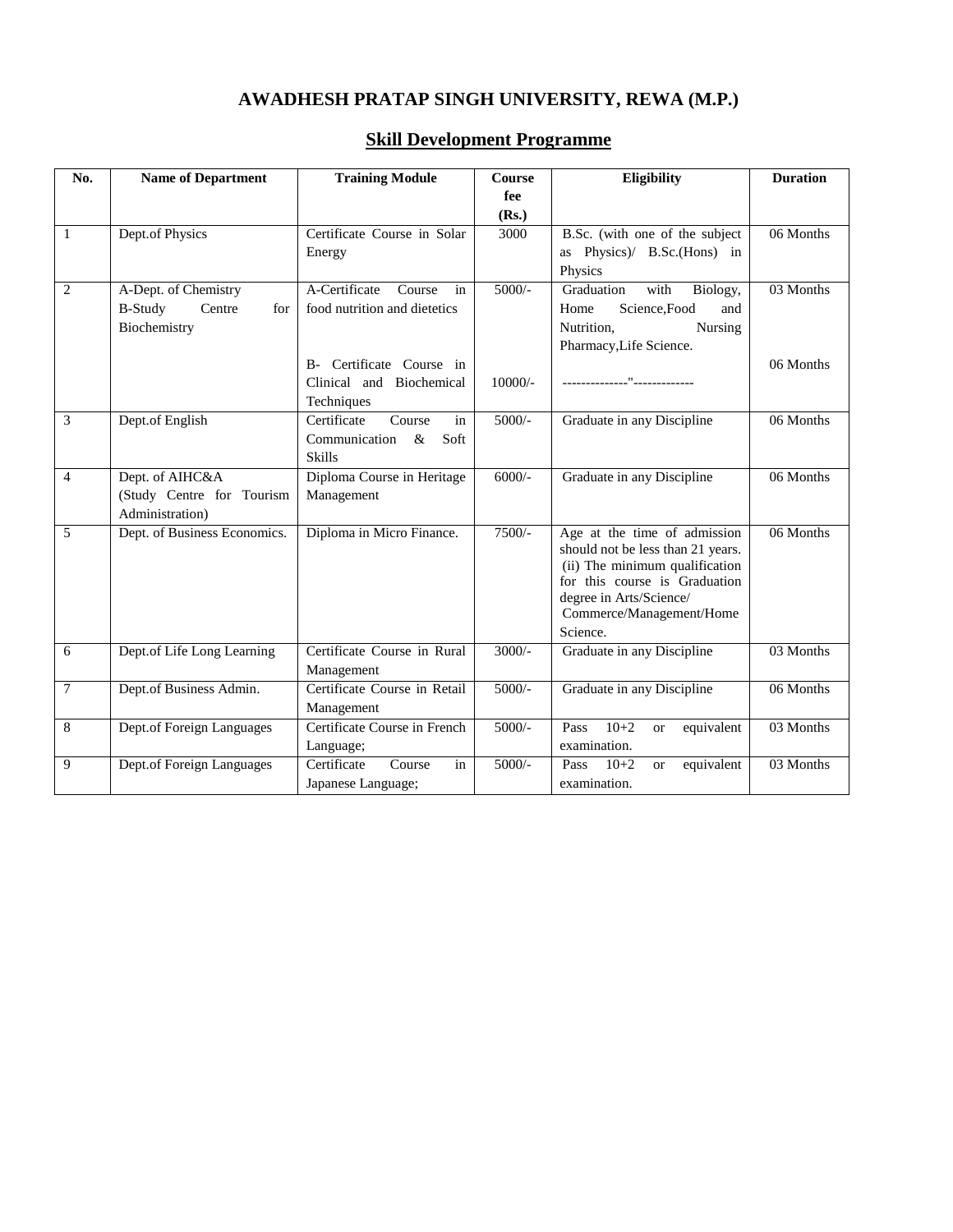# AWADHESH PRATAP SINGH UNIVERSITY, REWA (M.P.)

## Skill Development Programme

| No. | Name of Department | Training Module | Course fee (Rs.) | Eligibility | Duration |
|---|---|---|---|---|---|
| 1 | Dept.of Physics | Certificate Course in Solar Energy | 3000 | B.Sc. (with one of the subject as Physics)/ B.Sc.(Hons) in Physics | 06 Months |
| 2 | A-Dept. of Chemistry<br>B-Study Centre for Biochemistry | A-Certificate Course in food nutrition and dietetics | 5000/- | Graduation with Biology, Home Science,Food and Nutrition, Nursing Pharmacy,Life Science. | 03 Months |
| | | B- Certificate Course in Clinical and Biochemical Techniques | 10000/- | --------------"------------ | 06 Months |
| 3 | Dept.of English | Certificate Course in Communication & Soft Skills | 5000/- | Graduate in any Discipline | 06 Months |
| 4 | Dept. of AIHC&A (Study Centre for Tourism Administration) | Diploma Course in Heritage Management | 6000/- | Graduate in any Discipline | 06 Months |
| 5 | Dept. of Business Economics. | Diploma in Micro Finance. | 7500/- | Age at the time of admission should not be less than 21 years. (ii) The minimum qualification for this course is Graduation degree in Arts/Science/ Commerce/Management/Home Science. | 06 Months |
| 6 | Dept.of Life Long Learning | Certificate Course in Rural Management | 3000/- | Graduate in any Discipline | 03 Months |
| 7 | Dept.of Business Admin. | Certificate Course in Retail Management | 5000/- | Graduate in any Discipline | 06 Months |
| 8 | Dept.of Foreign Languages | Certificate Course in French Language; | 5000/- | Pass 10+2 or equivalent examination. | 03 Months |
| 9 | Dept.of Foreign Languages | Certificate Course in Japanese Language; | 5000/- | Pass 10+2 or equivalent examination. | 03 Months |